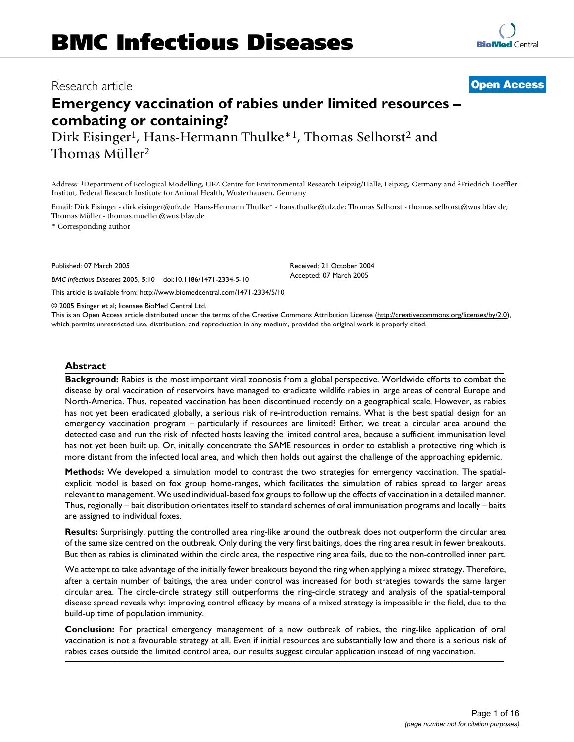BMC Infectious Diseases

Research article

**Open Access**

# Emergency vaccination of rabies under limited resources – combating or containing?

Dirk Eisinger[1], Hans-Hermann Thulke*[1], Thomas Selhorst[2] and Thomas Müller[2]

Address: [1]Department of Ecological Modelling, UFZ-Centre for Environmental Research Leipzig/Halle, Leipzig, Germany and [2]Friedrich-Loeffler-Institut, Federal Research Institute for Animal Health, Wusterhausen, Germany

Email: Dirk Eisinger - dirk.eisinger@ufz.de; Hans-Hermann Thulke* - hans.thulke@ufz.de; Thomas Selhorst - thomas.selhorst@wus.bfav.de; Thomas Müller - thomas.mueller@wus.bfav.de

* Corresponding author

Published: 07 March 2005

*BMC Infectious Diseases* 2005, **5**:10 doi:10.1186/1471-2334-5-10

Received: 21 October 2004
Accepted: 07 March 2005

This article is available from: http://www.biomedcentral.com/1471-2334/5/10

© 2005 Eisinger et al; licensee BioMed Central Ltd.

This is an Open Access article distributed under the terms of the Creative Commons Attribution License (http://creativecommons.org/licenses/by/2.0), which permits unrestricted use, distribution, and reproduction in any medium, provided the original work is properly cited.

## Abstract

**Background:** Rabies is the most important viral zoonosis from a global perspective. Worldwide efforts to combat the disease by oral vaccination of reservoirs have managed to eradicate wildlife rabies in large areas of central Europe and North-America. Thus, repeated vaccination has been discontinued recently on a geographical scale. However, as rabies has not yet been eradicated globally, a serious risk of re-introduction remains. What is the best spatial design for an emergency vaccination program – particularly if resources are limited? Either, we treat a circular area around the detected case and run the risk of infected hosts leaving the limited control area, because a sufficient immunisation level has not yet been built up. Or, initially concentrate the SAME resources in order to establish a protective ring which is more distant from the infected local area, and which then holds out against the challenge of the approaching epidemic.

**Methods:** We developed a simulation model to contrast the two strategies for emergency vaccination. The spatial-explicit model is based on fox group home-ranges, which facilitates the simulation of rabies spread to larger areas relevant to management. We used individual-based fox groups to follow up the effects of vaccination in a detailed manner. Thus, regionally – bait distribution orientates itself to standard schemes of oral immunisation programs and locally – baits are assigned to individual foxes.

**Results:** Surprisingly, putting the controlled area ring-like around the outbreak does not outperform the circular area of the same size centred on the outbreak. Only during the very first baitings, does the ring area result in fewer breakouts. But then as rabies is eliminated within the circle area, the respective ring area fails, due to the non-controlled inner part.

We attempt to take advantage of the initially fewer breakouts beyond the ring when applying a mixed strategy. Therefore, after a certain number of baitings, the area under control was increased for both strategies towards the same larger circular area. The circle-circle strategy still outperforms the ring-circle strategy and analysis of the spatial-temporal disease spread reveals why: improving control efficacy by means of a mixed strategy is impossible in the field, due to the build-up time of population immunity.

**Conclusion:** For practical emergency management of a new outbreak of rabies, the ring-like application of oral vaccination is not a favourable strategy at all. Even if initial resources are substantially low and there is a serious risk of rabies cases outside the limited control area, our results suggest circular application instead of ring vaccination.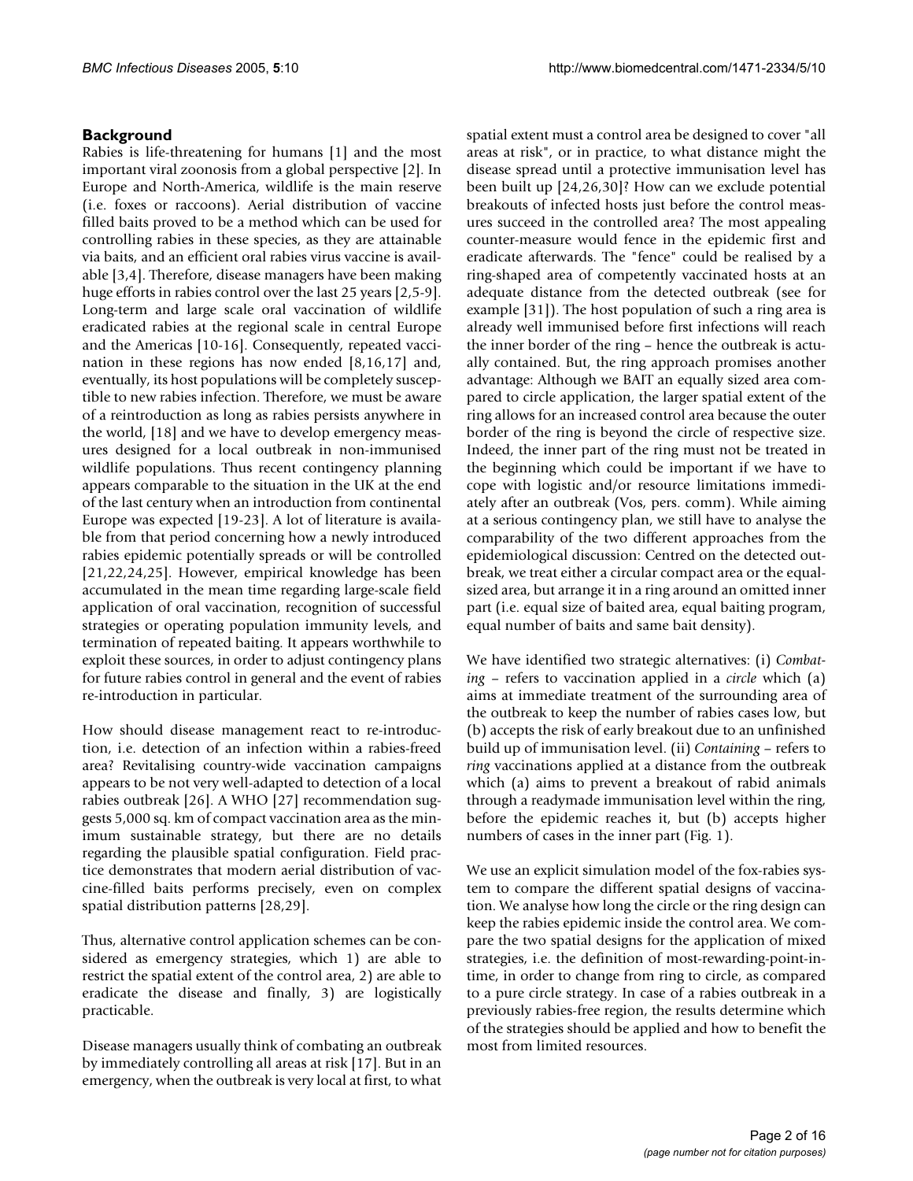## Background

Rabies is life-threatening for humans [1] and the most important viral zoonosis from a global perspective [2]. In Europe and North-America, wildlife is the main reserve (i.e. foxes or raccoons). Aerial distribution of vaccine filled baits proved to be a method which can be used for controlling rabies in these species, as they are attainable via baits, and an efficient oral rabies virus vaccine is available [3,4]. Therefore, disease managers have been making huge efforts in rabies control over the last 25 years [2,5-9]. Long-term and large scale oral vaccination of wildlife eradicated rabies at the regional scale in central Europe and the Americas [10-16]. Consequently, repeated vaccination in these regions has now ended [8,16,17] and, eventually, its host populations will be completely susceptible to new rabies infection. Therefore, we must be aware of a reintroduction as long as rabies persists anywhere in the world, [18] and we have to develop emergency measures designed for a local outbreak in non-immunised wildlife populations. Thus recent contingency planning appears comparable to the situation in the UK at the end of the last century when an introduction from continental Europe was expected [19-23]. A lot of literature is available from that period concerning how a newly introduced rabies epidemic potentially spreads or will be controlled [21,22,24,25]. However, empirical knowledge has been accumulated in the mean time regarding large-scale field application of oral vaccination, recognition of successful strategies or operating population immunity levels, and termination of repeated baiting. It appears worthwhile to exploit these sources, in order to adjust contingency plans for future rabies control in general and the event of rabies re-introduction in particular.

How should disease management react to re-introduction, i.e. detection of an infection within a rabies-freed area? Revitalising country-wide vaccination campaigns appears to be not very well-adapted to detection of a local rabies outbreak [26]. A WHO [27] recommendation suggests 5,000 sq. km of compact vaccination area as the minimum sustainable strategy, but there are no details regarding the plausible spatial configuration. Field practice demonstrates that modern aerial distribution of vaccine-filled baits performs precisely, even on complex spatial distribution patterns [28,29].

Thus, alternative control application schemes can be considered as emergency strategies, which 1) are able to restrict the spatial extent of the control area, 2) are able to eradicate the disease and finally, 3) are logistically practicable.

Disease managers usually think of combating an outbreak by immediately controlling all areas at risk [17]. But in an emergency, when the outbreak is very local at first, to what spatial extent must a control area be designed to cover "all areas at risk", or in practice, to what distance might the disease spread until a protective immunisation level has been built up [24,26,30]? How can we exclude potential breakouts of infected hosts just before the control measures succeed in the controlled area? The most appealing counter-measure would fence in the epidemic first and eradicate afterwards. The "fence" could be realised by a ring-shaped area of competently vaccinated hosts at an adequate distance from the detected outbreak (see for example [31]). The host population of such a ring area is already well immunised before first infections will reach the inner border of the ring – hence the outbreak is actually contained. But, the ring approach promises another advantage: Although we BAIT an equally sized area compared to circle application, the larger spatial extent of the ring allows for an increased control area because the outer border of the ring is beyond the circle of respective size. Indeed, the inner part of the ring must not be treated in the beginning which could be important if we have to cope with logistic and/or resource limitations immediately after an outbreak (Vos, pers. comm). While aiming at a serious contingency plan, we still have to analyse the comparability of the two different approaches from the epidemiological discussion: Centred on the detected outbreak, we treat either a circular compact area or the equal-sized area, but arrange it in a ring around an omitted inner part (i.e. equal size of baited area, equal baiting program, equal number of baits and same bait density).

We have identified two strategic alternatives: (i) *Combating* – refers to vaccination applied in a *circle* which (a) aims at immediate treatment of the surrounding area of the outbreak to keep the number of rabies cases low, but (b) accepts the risk of early breakout due to an unfinished build up of immunisation level. (ii) *Containing* – refers to *ring* vaccinations applied at a distance from the outbreak which (a) aims to prevent a breakout of rabid animals through a readymade immunisation level within the ring, before the epidemic reaches it, but (b) accepts higher numbers of cases in the inner part (Fig. 1).

We use an explicit simulation model of the fox-rabies system to compare the different spatial designs of vaccination. We analyse how long the circle or the ring design can keep the rabies epidemic inside the control area. We compare the two spatial designs for the application of mixed strategies, i.e. the definition of most-rewarding-point-in-time, in order to change from ring to circle, as compared to a pure circle strategy. In case of a rabies outbreak in a previously rabies-free region, the results determine which of the strategies should be applied and how to benefit the most from limited resources.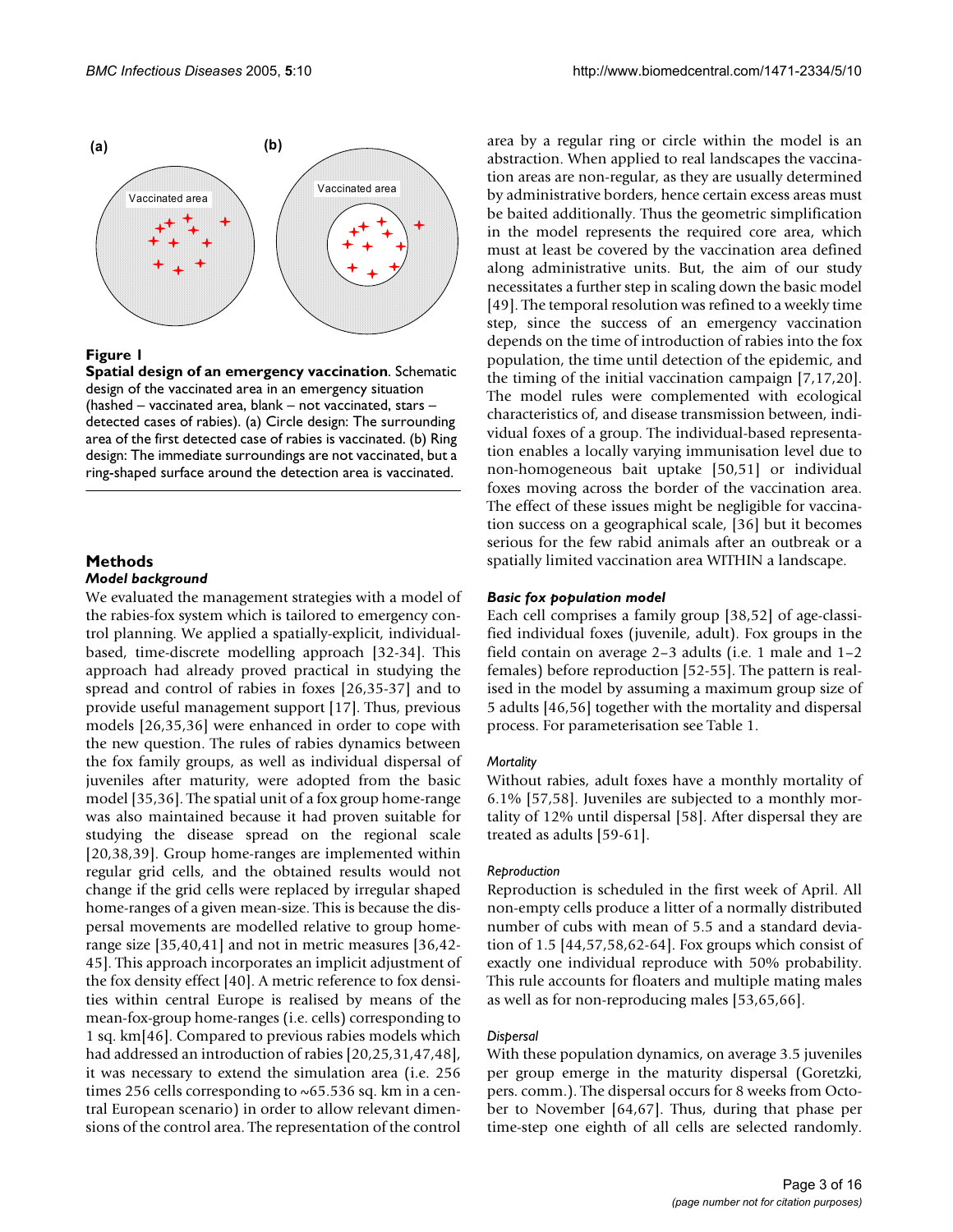**Figure 1**

**Spatial design of an emergency vaccination**. Schematic design of the vaccinated area in an emergency situation (hashed – vaccinated area, blank – not vaccinated, stars – detected cases of rabies). (a) Circle design: The surrounding area of the first detected case of rabies is vaccinated. (b) Ring design: The immediate surroundings are not vaccinated, but a ring-shaped surface around the detection area is vaccinated.

## Methods

### *Model background*

We evaluated the management strategies with a model of the rabies-fox system which is tailored to emergency control planning. We applied a spatially-explicit, individual-based, time-discrete modelling approach [32-34]. This approach had already proved practical in studying the spread and control of rabies in foxes [26,35-37] and to provide useful management support [17]. Thus, previous models [26,35,36] were enhanced in order to cope with the new question. The rules of rabies dynamics between the fox family groups, as well as individual dispersal of juveniles after maturity, were adopted from the basic model [35,36]. The spatial unit of a fox group home-range was also maintained because it had proven suitable for studying the disease spread on the regional scale [20,38,39]. Group home-ranges are implemented within regular grid cells, and the obtained results would not change if the grid cells were replaced by irregular shaped home-ranges of a given mean-size. This is because the dispersal movements are modelled relative to group home-range size [35,40,41] and not in metric measures [36,42-45]. This approach incorporates an implicit adjustment of the fox density effect [40]. A metric reference to fox densities within central Europe is realised by means of the mean-fox-group home-ranges (i.e. cells) corresponding to 1 sq. km[46]. Compared to previous rabies models which had addressed an introduction of rabies [20,25,31,47,48], it was necessary to extend the simulation area (i.e. 256 times 256 cells corresponding to ~65.536 sq. km in a central European scenario) in order to allow relevant dimensions of the control area. The representation of the control area by a regular ring or circle within the model is an abstraction. When applied to real landscapes the vaccination areas are non-regular, as they are usually determined by administrative borders, hence certain excess areas must be baited additionally. Thus the geometric simplification in the model represents the required core area, which must at least be covered by the vaccination area defined along administrative units. But, the aim of our study necessitates a further step in scaling down the basic model [49]. The temporal resolution was refined to a weekly time step, since the success of an emergency vaccination depends on the time of introduction of rabies into the fox population, the time until detection of the epidemic, and the timing of the initial vaccination campaign [7,17,20]. The model rules were complemented with ecological characteristics of, and disease transmission between, individual foxes of a group. The individual-based representation enables a locally varying immunisation level due to non-homogeneous bait uptake [50,51] or individual foxes moving across the border of the vaccination area. The effect of these issues might be negligible for vaccination success on a geographical scale, [36] but it becomes serious for the few rabid animals after an outbreak or a spatially limited vaccination area WITHIN a landscape.

### *Basic fox population model*

Each cell comprises a family group [38,52] of age-classified individual foxes (juvenile, adult). Fox groups in the field contain on average 2–3 adults (i.e. 1 male and 1–2 females) before reproduction [52-55]. The pattern is realised in the model by assuming a maximum group size of 5 adults [46,56] together with the mortality and dispersal process. For parameterisation see Table 1.

#### *Mortality*

Without rabies, adult foxes have a monthly mortality of 6.1% [57,58]. Juveniles are subjected to a monthly mortality of 12% until dispersal [58]. After dispersal they are treated as adults [59-61].

#### *Reproduction*

Reproduction is scheduled in the first week of April. All non-empty cells produce a litter of a normally distributed number of cubs with mean of 5.5 and a standard deviation of 1.5 [44,57,58,62-64]. Fox groups which consist of exactly one individual reproduce with 50% probability. This rule accounts for floaters and multiple mating males as well as for non-reproducing males [53,65,66].

#### *Dispersal*

With these population dynamics, on average 3.5 juveniles per group emerge in the maturity dispersal (Goretzki, pers. comm.). The dispersal occurs for 8 weeks from October to November [64,67]. Thus, during that phase per time-step one eighth of all cells are selected randomly.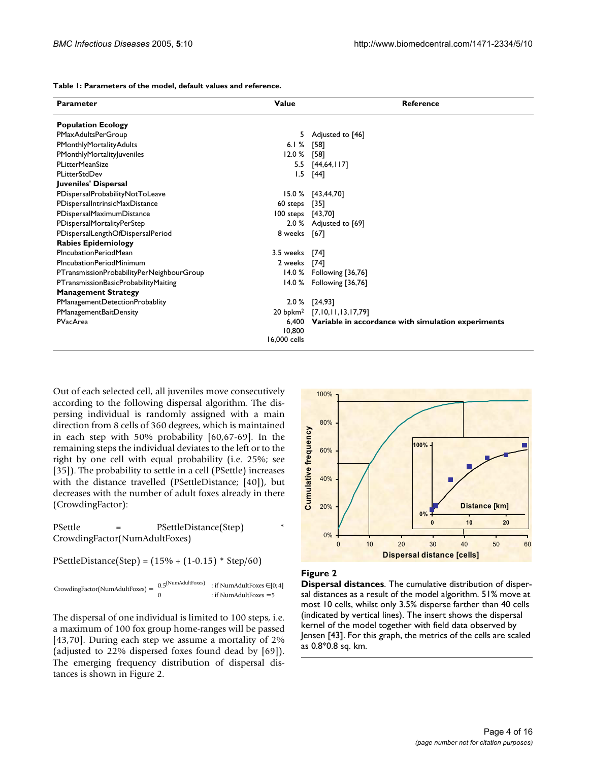**Table 1: Parameters of the model, default values and reference.**

| Parameter | Value | Reference |
|---|---|---|
| **Population Ecology** | | |
| PMaxAdultsPerGroup | 5 | Adjusted to [46] |
| PMonthlyMortalityAdults | 6.1 % | [58] |
| PMonthlyMortalityJuveniles | 12.0 % | [58] |
| PLitterMeanSize | 5.5 | [44,64,117] |
| PLitterStdDev | 1.5 | [44] |
| **Juveniles' Dispersal** | | |
| PDispersalProbabilityNotToLeave | 15.0 % | [43,44,70] |
| PDispersalIntrinsicMaxDistance | 60 steps | [35] |
| PDispersalMaximumDistance | 100 steps | [43,70] |
| PDispersalMortalityPerStep | 2.0 % | Adjusted to [69] |
| PDispersalLengthOfDispersalPeriod | 8 weeks | [67] |
| **Rabies Epidemiology** | | |
| PIncubationPeriodMean | 3.5 weeks | [74] |
| PIncubationPeriodMinimum | 2 weeks | [74] |
| PTransmissionProbabilityPerNeighbourGroup | 14.0 % | Following [36,76] |
| PTransmissionBasicProbabilityMaiting | 14.0 % | Following [36,76] |
| **Management Strategy** | | |
| PManagementDetectionProbablity | 2.0 % | [24,93] |
| PManagementBaitDensity | 20 bpkm² | [7,10,11,13,17,79] |
| PVacArea | 6,400<br>10,800<br>16,000 cells | **Variable in accordance with simulation experiments** |

Out of each selected cell, all juveniles move consecutively according to the following dispersal algorithm. The dispersing individual is randomly assigned with a main direction from 8 cells of 360 degrees, which is maintained in each step with 50% probability [60,67-69]. In the remaining steps the individual deviates to the left or to the right by one cell with equal probability (i.e. 25%; see [35]). The probability to settle in a cell (PSettle) increases with the distance travelled (PSettleDistance; [40]), but decreases with the number of adult foxes already in there (CrowdingFactor):

$$\text{PSettle} = \text{PSettleDistance(Step)} * \text{CrowdingFactor(NumAdultFoxes)}$$

$$\text{PSettleDistance(Step)} = (15\% + (1\text{-}0.15) * \text{Step}/60)$$

$$\text{CrowdingFactor(NumAdultFoxes)} = \begin{cases} 0.5^{(\text{NumAdultFoxes})} & : \text{if NumAdultFoxes} \in [0;4] \\ 0 & : \text{if NumAdultFoxes} = 5 \end{cases}$$

The dispersal of one individual is limited to 100 steps, i.e. a maximum of 100 fox group home-ranges will be passed [43,70]. During each step we assume a mortality of 2% (adjusted to 22% dispersed foxes found dead by [69]). The emerging frequency distribution of dispersal distances is shown in Figure 2.

**Figure 2**
**Dispersal distances**. The cumulative distribution of dispersal distances as a result of the model algorithm. 51% move at most 10 cells, whilst only 3.5% disperse farther than 40 cells (indicated by vertical lines). The insert shows the dispersal kernel of the model together with field data observed by Jensen [43]. For this graph, the metrics of the cells are scaled as 0.8*0.8 sq. km.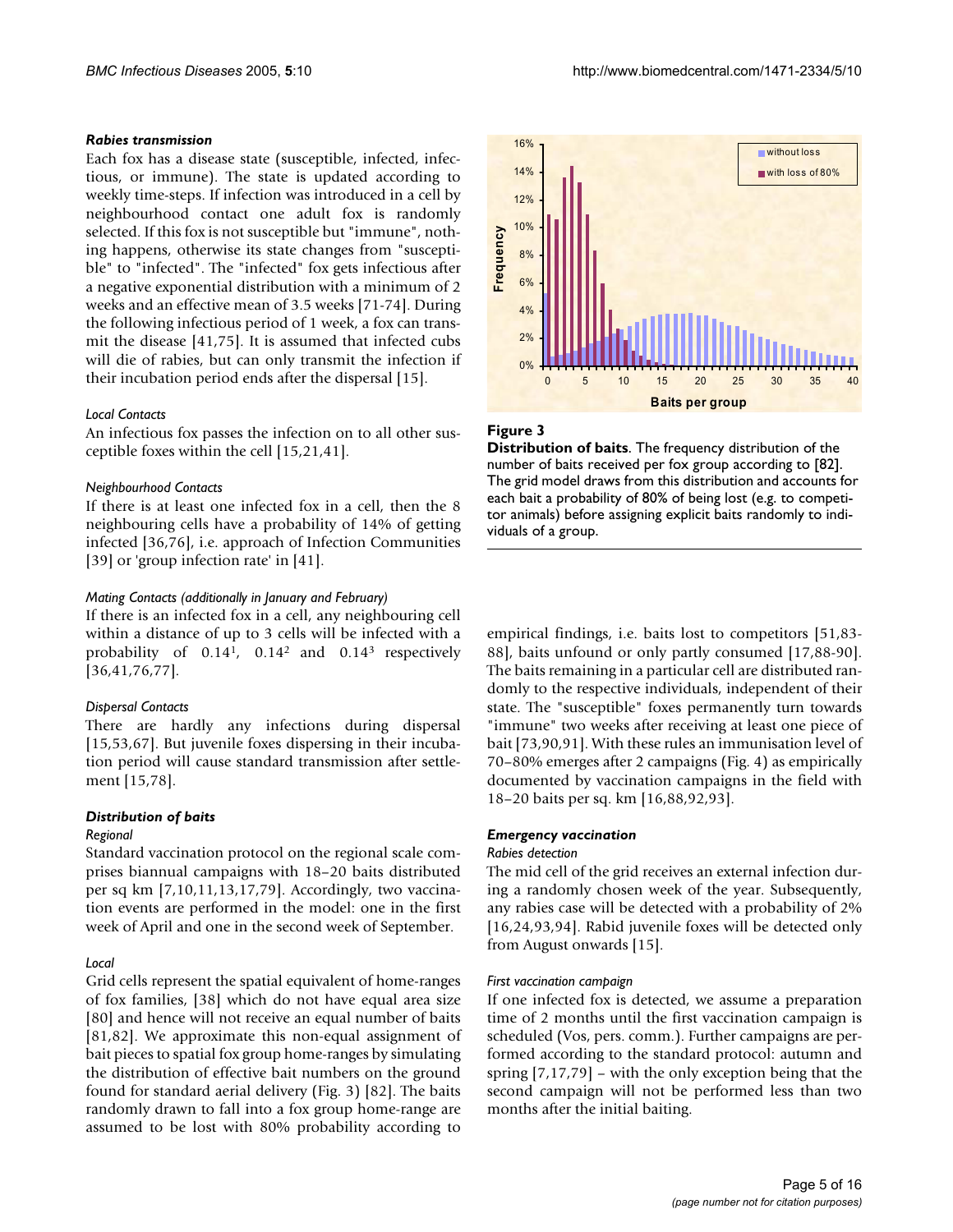### *Rabies transmission*

Each fox has a disease state (susceptible, infected, infectious, or immune). The state is updated according to weekly time-steps. If infection was introduced in a cell by neighbourhood contact one adult fox is randomly selected. If this fox is not susceptible but "immune", nothing happens, otherwise its state changes from "susceptible" to "infected". The "infected" fox gets infectious after a negative exponential distribution with a minimum of 2 weeks and an effective mean of 3.5 weeks [71-74]. During the following infectious period of 1 week, a fox can transmit the disease [41,75]. It is assumed that infected cubs will die of rabies, but can only transmit the infection if their incubation period ends after the dispersal [15].

*Local Contacts*

An infectious fox passes the infection on to all other susceptible foxes within the cell [15,21,41].

*Neighbourhood Contacts*

If there is at least one infected fox in a cell, then the 8 neighbouring cells have a probability of 14% of getting infected [36,76], i.e. approach of Infection Communities [39] or 'group infection rate' in [41].

*Mating Contacts (additionally in January and February)*

If there is an infected fox in a cell, any neighbouring cell within a distance of up to 3 cells will be infected with a probability of $0.14^1$, $0.14^2$ and $0.14^3$ respectively [36,41,76,77].

*Dispersal Contacts*

There are hardly any infections during dispersal [15,53,67]. But juvenile foxes dispersing in their incubation period will cause standard transmission after settlement [15,78].

### *Distribution of baits*

*Regional*

Standard vaccination protocol on the regional scale comprises biannual campaigns with 18–20 baits distributed per sq km [7,10,11,13,17,79]. Accordingly, two vaccination events are performed in the model: one in the first week of April and one in the second week of September.

*Local*

Grid cells represent the spatial equivalent of home-ranges of fox families, [38] which do not have equal area size [80] and hence will not receive an equal number of baits [81,82]. We approximate this non-equal assignment of bait pieces to spatial fox group home-ranges by simulating the distribution of effective bait numbers on the ground found for standard aerial delivery (Fig. 3) [82]. The baits randomly drawn to fall into a fox group home-range are assumed to be lost with 80% probability according to empirical findings, i.e. baits lost to competitors [51,83-88], baits unfound or only partly consumed [17,88-90]. The baits remaining in a particular cell are distributed randomly to the respective individuals, independent of their state. The "susceptible" foxes permanently turn towards "immune" two weeks after receiving at least one piece of bait [73,90,91]. With these rules an immunisation level of 70–80% emerges after 2 campaigns (Fig. 4) as empirically documented by vaccination campaigns in the field with 18–20 baits per sq. km [16,88,92,93].

**Figure 3**

**Distribution of baits**. The frequency distribution of the number of baits received per fox group according to [82]. The grid model draws from this distribution and accounts for each bait a probability of 80% of being lost (e.g. to competitor animals) before assigning explicit baits randomly to individuals of a group.

### *Emergency vaccination*

*Rabies detection*

The mid cell of the grid receives an external infection during a randomly chosen week of the year. Subsequently, any rabies case will be detected with a probability of 2% [16,24,93,94]. Rabid juvenile foxes will be detected only from August onwards [15].

*First vaccination campaign*

If one infected fox is detected, we assume a preparation time of 2 months until the first vaccination campaign is scheduled (Vos, pers. comm.). Further campaigns are performed according to the standard protocol: autumn and spring [7,17,79] – with the only exception being that the second campaign will not be performed less than two months after the initial baiting.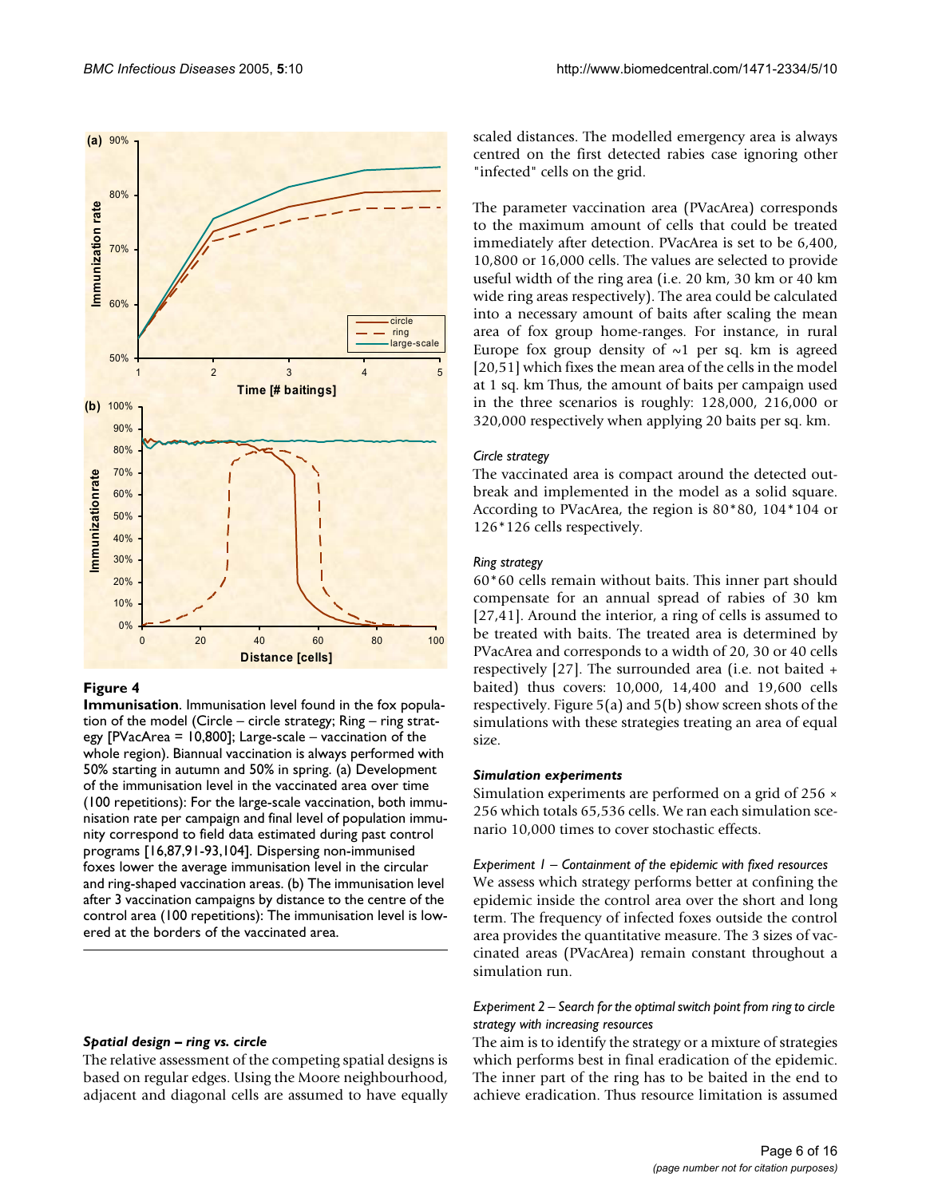**Figure 4**

**Immunisation**. Immunisation level found in the fox population of the model (Circle – circle strategy; Ring – ring strategy [PVacArea = 10,800]; Large-scale – vaccination of the whole region). Biannual vaccination is always performed with 50% starting in autumn and 50% in spring. (a) Development of the immunisation level in the vaccinated area over time (100 repetitions): For the large-scale vaccination, both immunisation rate per campaign and final level of population immunity correspond to field data estimated during past control programs [16,87,91-93,104]. Dispersing non-immunised foxes lower the average immunisation level in the circular and ring-shaped vaccination areas. (b) The immunisation level after 3 vaccination campaigns by distance to the centre of the control area (100 repetitions): The immunisation level is lowered at the borders of the vaccinated area.

#### Spatial design – ring vs. circle

The relative assessment of the competing spatial designs is based on regular edges. Using the Moore neighbourhood, adjacent and diagonal cells are assumed to have equally scaled distances. The modelled emergency area is always centred on the first detected rabies case ignoring other "infected" cells on the grid.

The parameter vaccination area (PVacArea) corresponds to the maximum amount of cells that could be treated immediately after detection. PVacArea is set to be 6,400, 10,800 or 16,000 cells. The values are selected to provide useful width of the ring area (i.e. 20 km, 30 km or 40 km wide ring areas respectively). The area could be calculated into a necessary amount of baits after scaling the mean area of fox group home-ranges. For instance, in rural Europe fox group density of ~1 per sq. km is agreed [20,51] which fixes the mean area of the cells in the model at 1 sq. km Thus, the amount of baits per campaign used in the three scenarios is roughly: 128,000, 216,000 or 320,000 respectively when applying 20 baits per sq. km.

*Circle strategy*

The vaccinated area is compact around the detected outbreak and implemented in the model as a solid square. According to PVacArea, the region is 80*80, 104*104 or 126*126 cells respectively.

*Ring strategy*

60*60 cells remain without baits. This inner part should compensate for an annual spread of rabies of 30 km [27,41]. Around the interior, a ring of cells is assumed to be treated with baits. The treated area is determined by PVacArea and corresponds to a width of 20, 30 or 40 cells respectively [27]. The surrounded area (i.e. not baited + baited) thus covers: 10,000, 14,400 and 19,600 cells respectively. Figure 5(a) and 5(b) show screen shots of the simulations with these strategies treating an area of equal size.

#### Simulation experiments

Simulation experiments are performed on a grid of 256 × 256 which totals 65,536 cells. We ran each simulation scenario 10,000 times to cover stochastic effects.

*Experiment 1 – Containment of the epidemic with fixed resources*

We assess which strategy performs better at confining the epidemic inside the control area over the short and long term. The frequency of infected foxes outside the control area provides the quantitative measure. The 3 sizes of vaccinated areas (PVacArea) remain constant throughout a simulation run.

*Experiment 2 – Search for the optimal switch point from ring to circle strategy with increasing resources*

The aim is to identify the strategy or a mixture of strategies which performs best in final eradication of the epidemic. The inner part of the ring has to be baited in the end to achieve eradication. Thus resource limitation is assumed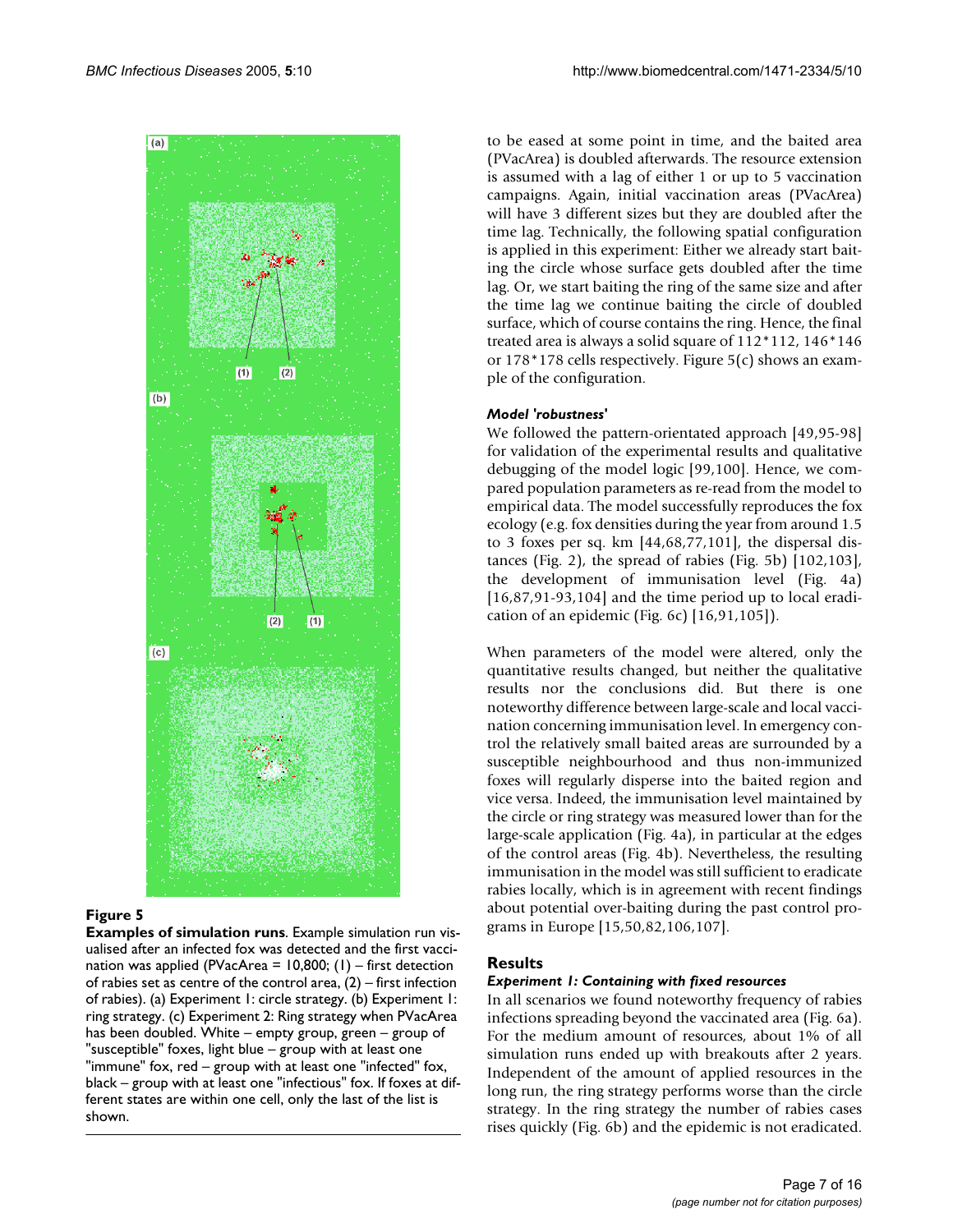**Figure 5**

**Examples of simulation runs**. Example simulation run visualised after an infected fox was detected and the first vaccination was applied (PVacArea = 10,800; (1) – first detection of rabies set as centre of the control area, (2) – first infection of rabies). (a) Experiment 1: circle strategy. (b) Experiment 1: ring strategy. (c) Experiment 2: Ring strategy when PVacArea has been doubled. White – empty group, green – group of "susceptible" foxes, light blue – group with at least one "immune" fox, red – group with at least one "infected" fox, black – group with at least one "infectious" fox. If foxes at different states are within one cell, only the last of the list is shown.

to be eased at some point in time, and the baited area (PVacArea) is doubled afterwards. The resource extension is assumed with a lag of either 1 or up to 5 vaccination campaigns. Again, initial vaccination areas (PVacArea) will have 3 different sizes but they are doubled after the time lag. Technically, the following spatial configuration is applied in this experiment: Either we already start baiting the circle whose surface gets doubled after the time lag. Or, we start baiting the ring of the same size and after the time lag we continue baiting the circle of doubled surface, which of course contains the ring. Hence, the final treated area is always a solid square of 112*112, 146*146 or 178*178 cells respectively. Figure 5(c) shows an example of the configuration.

#### *Model 'robustness'*

We followed the pattern-orientated approach [49,95-98] for validation of the experimental results and qualitative debugging of the model logic [99,100]. Hence, we compared population parameters as re-read from the model to empirical data. The model successfully reproduces the fox ecology (e.g. fox densities during the year from around 1.5 to 3 foxes per sq. km [44,68,77,101], the dispersal distances (Fig. 2), the spread of rabies (Fig. 5b) [102,103], the development of immunisation level (Fig. 4a) [16,87,91-93,104] and the time period up to local eradication of an epidemic (Fig. 6c) [16,91,105]).

When parameters of the model were altered, only the quantitative results changed, but neither the qualitative results nor the conclusions did. But there is one noteworthy difference between large-scale and local vaccination concerning immunisation level. In emergency control the relatively small baited areas are surrounded by a susceptible neighbourhood and thus non-immunized foxes will regularly disperse into the baited region and vice versa. Indeed, the immunisation level maintained by the circle or ring strategy was measured lower than for the large-scale application (Fig. 4a), in particular at the edges of the control areas (Fig. 4b). Nevertheless, the resulting immunisation in the model was still sufficient to eradicate rabies locally, which is in agreement with recent findings about potential over-baiting during the past control programs in Europe [15,50,82,106,107].

## Results

#### *Experiment 1: Containing with fixed resources*

In all scenarios we found noteworthy frequency of rabies infections spreading beyond the vaccinated area (Fig. 6a). For the medium amount of resources, about 1% of all simulation runs ended up with breakouts after 2 years. Independent of the amount of applied resources in the long run, the ring strategy performs worse than the circle strategy. In the ring strategy the number of rabies cases rises quickly (Fig. 6b) and the epidemic is not eradicated.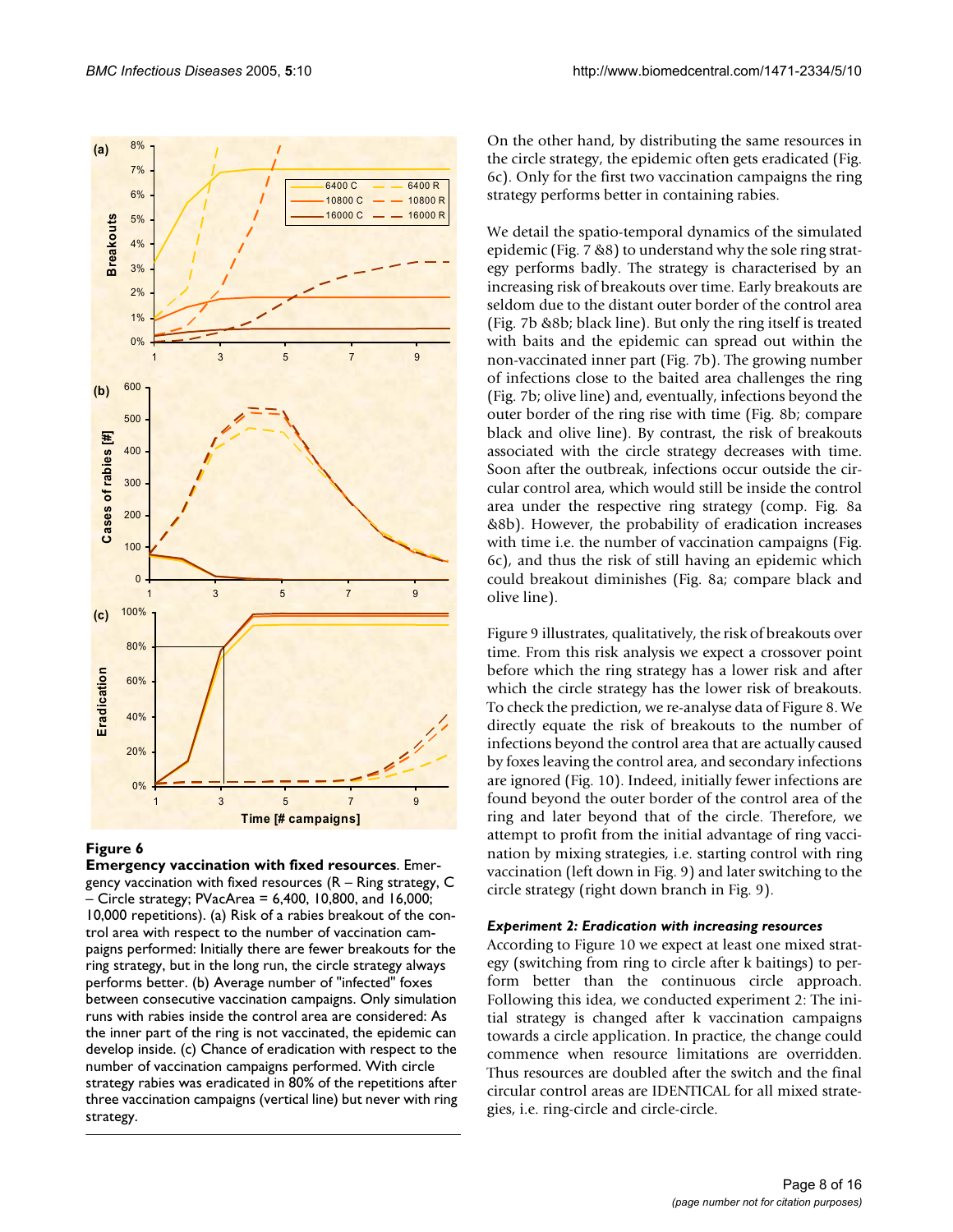**Figure 6**

**Emergency vaccination with fixed resources**. Emergency vaccination with fixed resources (R – Ring strategy, C – Circle strategy; PVacArea = 6,400, 10,800, and 16,000; 10,000 repetitions). (a) Risk of a rabies breakout of the control area with respect to the number of vaccination campaigns performed: Initially there are fewer breakouts for the ring strategy, but in the long run, the circle strategy always performs better. (b) Average number of "infected" foxes between consecutive vaccination campaigns. Only simulation runs with rabies inside the control area are considered: As the inner part of the ring is not vaccinated, the epidemic can develop inside. (c) Chance of eradication with respect to the number of vaccination campaigns performed. With circle strategy rabies was eradicated in 80% of the repetitions after three vaccination campaigns (vertical line) but never with ring strategy.

On the other hand, by distributing the same resources in the circle strategy, the epidemic often gets eradicated (Fig. 6c). Only for the first two vaccination campaigns the ring strategy performs better in containing rabies.

We detail the spatio-temporal dynamics of the simulated epidemic (Fig. 7 &8) to understand why the sole ring strategy performs badly. The strategy is characterised by an increasing risk of breakouts over time. Early breakouts are seldom due to the distant outer border of the control area (Fig. 7b &8b; black line). But only the ring itself is treated with baits and the epidemic can spread out within the non-vaccinated inner part (Fig. 7b). The growing number of infections close to the baited area challenges the ring (Fig. 7b; olive line) and, eventually, infections beyond the outer border of the ring rise with time (Fig. 8b; compare black and olive line). By contrast, the risk of breakouts associated with the circle strategy decreases with time. Soon after the outbreak, infections occur outside the circular control area, which would still be inside the control area under the respective ring strategy (comp. Fig. 8a &8b). However, the probability of eradication increases with time i.e. the number of vaccination campaigns (Fig. 6c), and thus the risk of still having an epidemic which could breakout diminishes (Fig. 8a; compare black and olive line).

Figure 9 illustrates, qualitatively, the risk of breakouts over time. From this risk analysis we expect a crossover point before which the ring strategy has a lower risk and after which the circle strategy has the lower risk of breakouts. To check the prediction, we re-analyse data of Figure 8. We directly equate the risk of breakouts to the number of infections beyond the control area that are actually caused by foxes leaving the control area, and secondary infections are ignored (Fig. 10). Indeed, initially fewer infections are found beyond the outer border of the control area of the ring and later beyond that of the circle. Therefore, we attempt to profit from the initial advantage of ring vaccination by mixing strategies, i.e. starting control with ring vaccination (left down in Fig. 9) and later switching to the circle strategy (right down branch in Fig. 9).

### *Experiment 2: Eradication with increasing resources*

According to Figure 10 we expect at least one mixed strategy (switching from ring to circle after k baitings) to perform better than the continuous circle approach. Following this idea, we conducted experiment 2: The initial strategy is changed after k vaccination campaigns towards a circle application. In practice, the change could commence when resource limitations are overridden. Thus resources are doubled after the switch and the final circular control areas are IDENTICAL for all mixed strategies, i.e. ring-circle and circle-circle.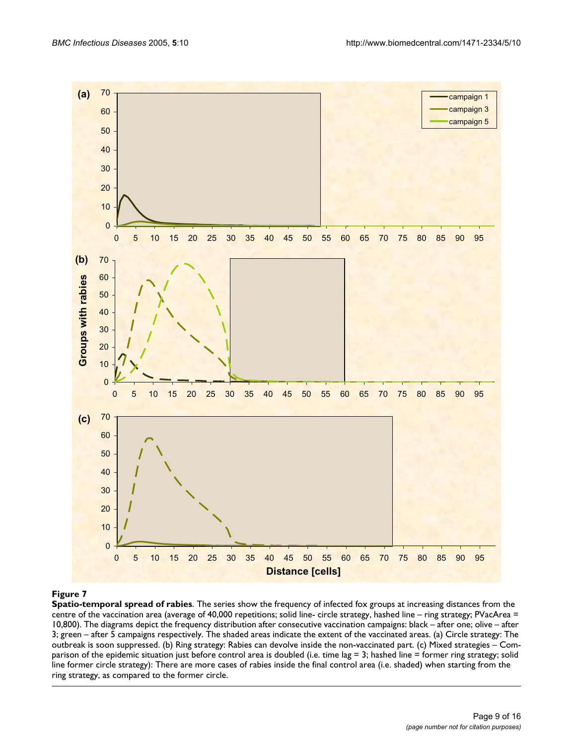**Figure 7**

**Spatio-temporal spread of rabies**. The series show the frequency of infected fox groups at increasing distances from the centre of the vaccination area (average of 40,000 repetitions; solid line- circle strategy, hashed line – ring strategy; PVacArea = 10,800). The diagrams depict the frequency distribution after consecutive vaccination campaigns: black – after one; olive – after 3; green – after 5 campaigns respectively. The shaded areas indicate the extent of the vaccinated areas. (a) Circle strategy: The outbreak is soon suppressed. (b) Ring strategy: Rabies can devolve inside the non-vaccinated part. (c) Mixed strategies – Comparison of the epidemic situation just before control area is doubled (i.e. time lag = 3; hashed line = former ring strategy; solid line former circle strategy): There are more cases of rabies inside the final control area (i.e. shaded) when starting from the ring strategy, as compared to the former circle.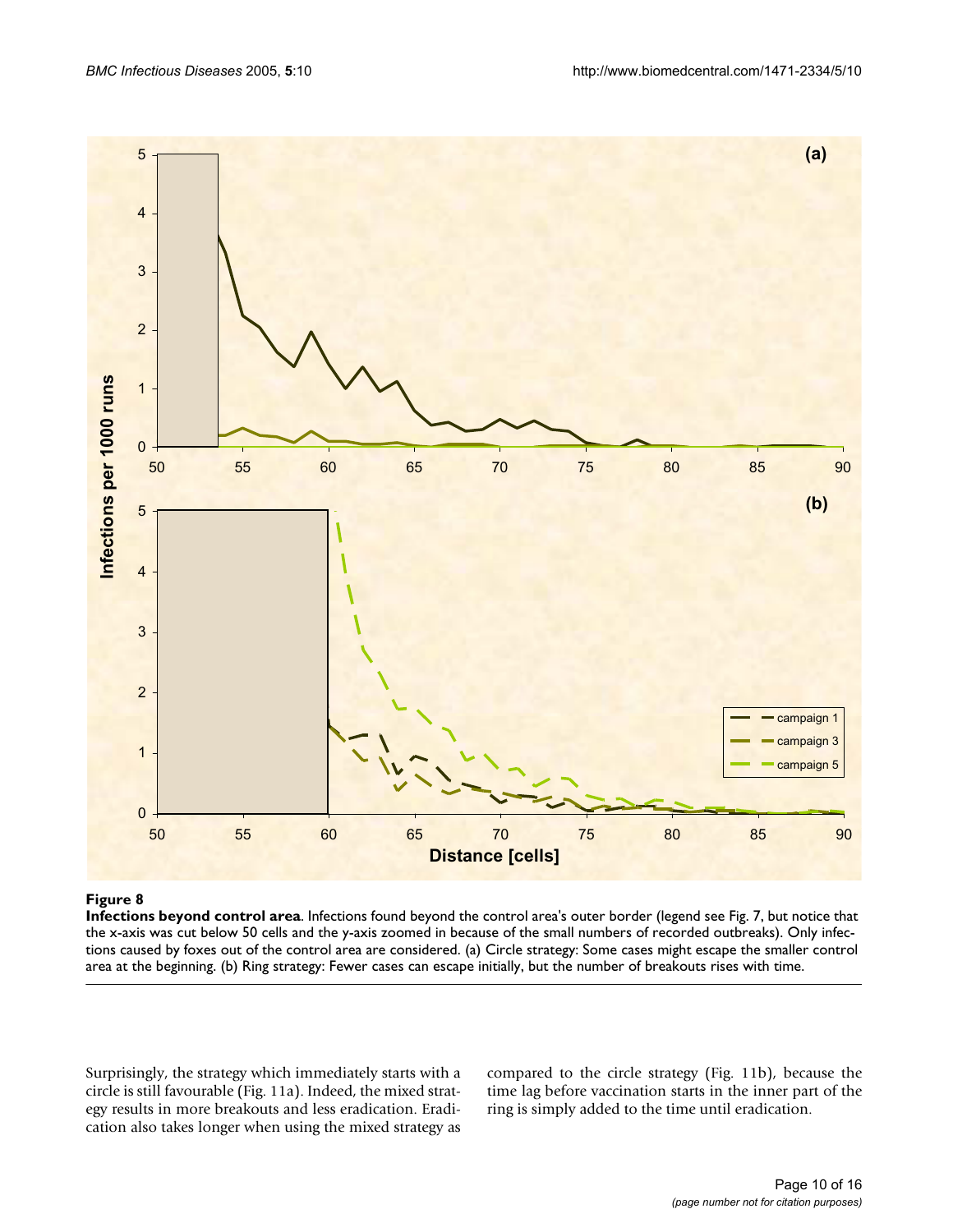**Figure 8**

**Infections beyond control area**. Infections found beyond the control area's outer border (legend see Fig. 7, but notice that the x-axis was cut below 50 cells and the y-axis zoomed in because of the small numbers of recorded outbreaks). Only infections caused by foxes out of the control area are considered. (a) Circle strategy: Some cases might escape the smaller control area at the beginning. (b) Ring strategy: Fewer cases can escape initially, but the number of breakouts rises with time.

Surprisingly, the strategy which immediately starts with a circle is still favourable (Fig. 11a). Indeed, the mixed strategy results in more breakouts and less eradication. Eradication also takes longer when using the mixed strategy as compared to the circle strategy (Fig. 11b), because the time lag before vaccination starts in the inner part of the ring is simply added to the time until eradication.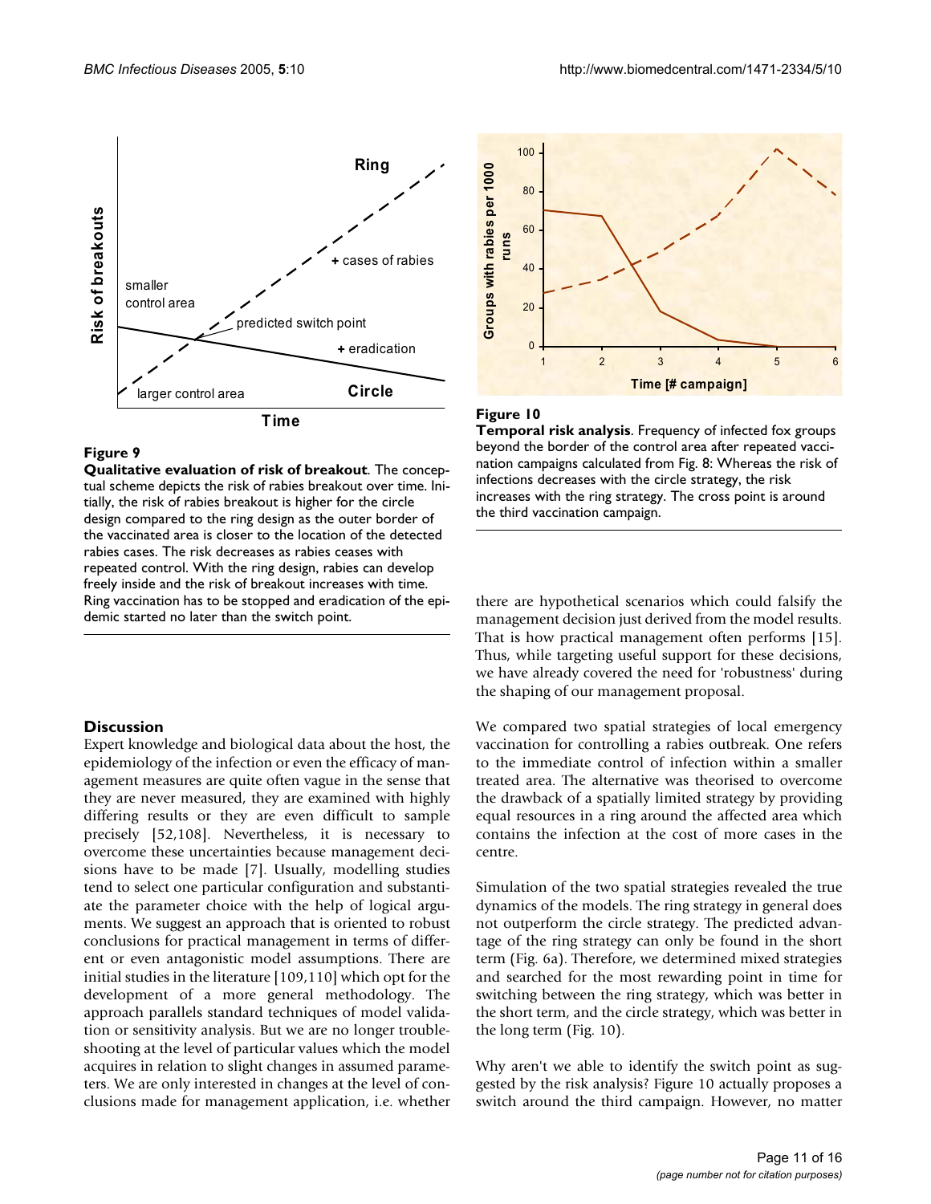Ring

+ cases of rabies

smaller control area

predicted switch point

+ eradication

larger control area

Circle

Risk of breakouts

Time

**Figure 9**
**Qualitative evaluation of risk of breakout**. The conceptual scheme depicts the risk of rabies breakout over time. Initially, the risk of rabies breakout is higher for the circle design compared to the ring design as the outer border of the vaccinated area is closer to the location of the detected rabies cases. The risk decreases as rabies ceases with repeated control. With the ring design, rabies can develop freely inside and the risk of breakout increases with time. Ring vaccination has to be stopped and eradication of the epidemic started no later than the switch point.

Groups with rabies per 1000 runs

0
20
40
60
80
100

1
2
3
4
5
6

Time [# campaign]

**Figure 10**
**Temporal risk analysis**. Frequency of infected fox groups beyond the border of the control area after repeated vaccination campaigns calculated from Fig. 8: Whereas the risk of infections decreases with the circle strategy, the risk increases with the ring strategy. The cross point is around the third vaccination campaign.

## Discussion

Expert knowledge and biological data about the host, the epidemiology of the infection or even the efficacy of management measures are quite often vague in the sense that they are never measured, they are examined with highly differing results or they are even difficult to sample precisely [52,108]. Nevertheless, it is necessary to overcome these uncertainties because management decisions have to be made [7]. Usually, modelling studies tend to select one particular configuration and substantiate the parameter choice with the help of logical arguments. We suggest an approach that is oriented to robust conclusions for practical management in terms of different or even antagonistic model assumptions. There are initial studies in the literature [109,110] which opt for the development of a more general methodology. The approach parallels standard techniques of model validation or sensitivity analysis. But we are no longer troubleshooting at the level of particular values which the model acquires in relation to slight changes in assumed parameters. We are only interested in changes at the level of conclusions made for management application, i.e. whether there are hypothetical scenarios which could falsify the management decision just derived from the model results. That is how practical management often performs [15]. Thus, while targeting useful support for these decisions, we have already covered the need for 'robustness' during the shaping of our management proposal.

We compared two spatial strategies of local emergency vaccination for controlling a rabies outbreak. One refers to the immediate control of infection within a smaller treated area. The alternative was theorised to overcome the drawback of a spatially limited strategy by providing equal resources in a ring around the affected area which contains the infection at the cost of more cases in the centre.

Simulation of the two spatial strategies revealed the true dynamics of the models. The ring strategy in general does not outperform the circle strategy. The predicted advantage of the ring strategy can only be found in the short term (Fig. 6a). Therefore, we determined mixed strategies and searched for the most rewarding point in time for switching between the ring strategy, which was better in the short term, and the circle strategy, which was better in the long term (Fig. 10).

Why aren't we able to identify the switch point as suggested by the risk analysis? Figure 10 actually proposes a switch around the third campaign. However, no matter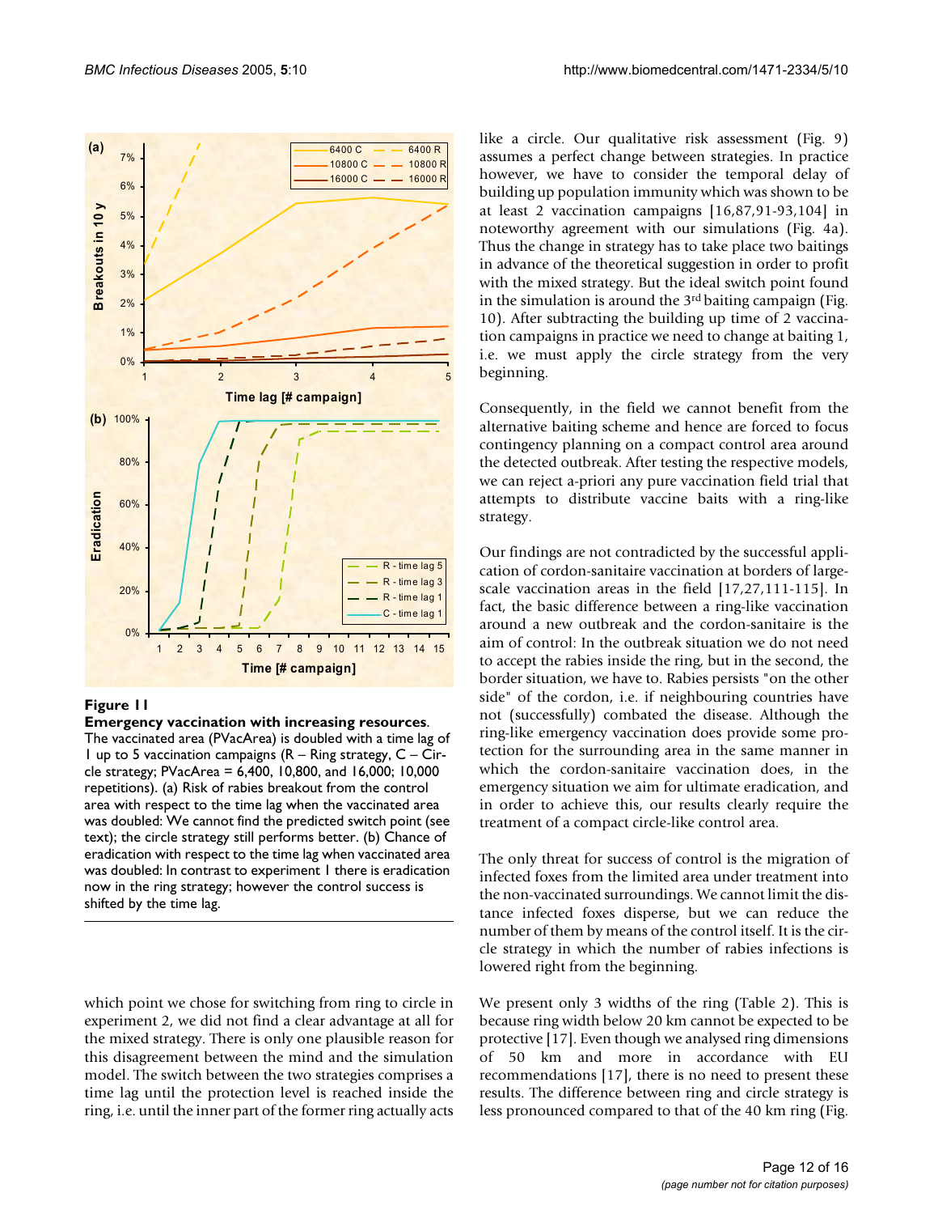**Figure 11**

**Emergency vaccination with increasing resources**. The vaccinated area (PVacArea) is doubled with a time lag of 1 up to 5 vaccination campaigns (R – Ring strategy, C – Circle strategy; PVacArea = 6,400, 10,800, and 16,000; 10,000 repetitions). (a) Risk of rabies breakout from the control area with respect to the time lag when the vaccinated area was doubled: We cannot find the predicted switch point (see text); the circle strategy still performs better. (b) Chance of eradication with respect to the time lag when vaccinated area was doubled: In contrast to experiment 1 there is eradication now in the ring strategy; however the control success is shifted by the time lag.

which point we chose for switching from ring to circle in experiment 2, we did not find a clear advantage at all for the mixed strategy. There is only one plausible reason for this disagreement between the mind and the simulation model. The switch between the two strategies comprises a time lag until the protection level is reached inside the ring, i.e. until the inner part of the former ring actually acts like a circle. Our qualitative risk assessment (Fig. 9) assumes a perfect change between strategies. In practice however, we have to consider the temporal delay of building up population immunity which was shown to be at least 2 vaccination campaigns [16,87,91-93,104] in noteworthy agreement with our simulations (Fig. 4a). Thus the change in strategy has to take place two baitings in advance of the theoretical suggestion in order to profit with the mixed strategy. But the ideal switch point found in the simulation is around the 3rd baiting campaign (Fig. 10). After subtracting the building up time of 2 vaccination campaigns in practice we need to change at baiting 1, i.e. we must apply the circle strategy from the very beginning.

Consequently, in the field we cannot benefit from the alternative baiting scheme and hence are forced to focus contingency planning on a compact control area around the detected outbreak. After testing the respective models, we can reject a-priori any pure vaccination field trial that attempts to distribute vaccine baits with a ring-like strategy.

Our findings are not contradicted by the successful application of cordon-sanitaire vaccination at borders of large-scale vaccination areas in the field [17,27,111-115]. In fact, the basic difference between a ring-like vaccination around a new outbreak and the cordon-sanitaire is the aim of control: In the outbreak situation we do not need to accept the rabies inside the ring, but in the second, the border situation, we have to. Rabies persists "on the other side" of the cordon, i.e. if neighbouring countries have not (successfully) combated the disease. Although the ring-like emergency vaccination does provide some protection for the surrounding area in the same manner in which the cordon-sanitaire vaccination does, in the emergency situation we aim for ultimate eradication, and in order to achieve this, our results clearly require the treatment of a compact circle-like control area.

The only threat for success of control is the migration of infected foxes from the limited area under treatment into the non-vaccinated surroundings. We cannot limit the distance infected foxes disperse, but we can reduce the number of them by means of the control itself. It is the circle strategy in which the number of rabies infections is lowered right from the beginning.

We present only 3 widths of the ring (Table 2). This is because ring width below 20 km cannot be expected to be protective [17]. Even though we analysed ring dimensions of 50 km and more in accordance with EU recommendations [17], there is no need to present these results. The difference between ring and circle strategy is less pronounced compared to that of the 40 km ring (Fig.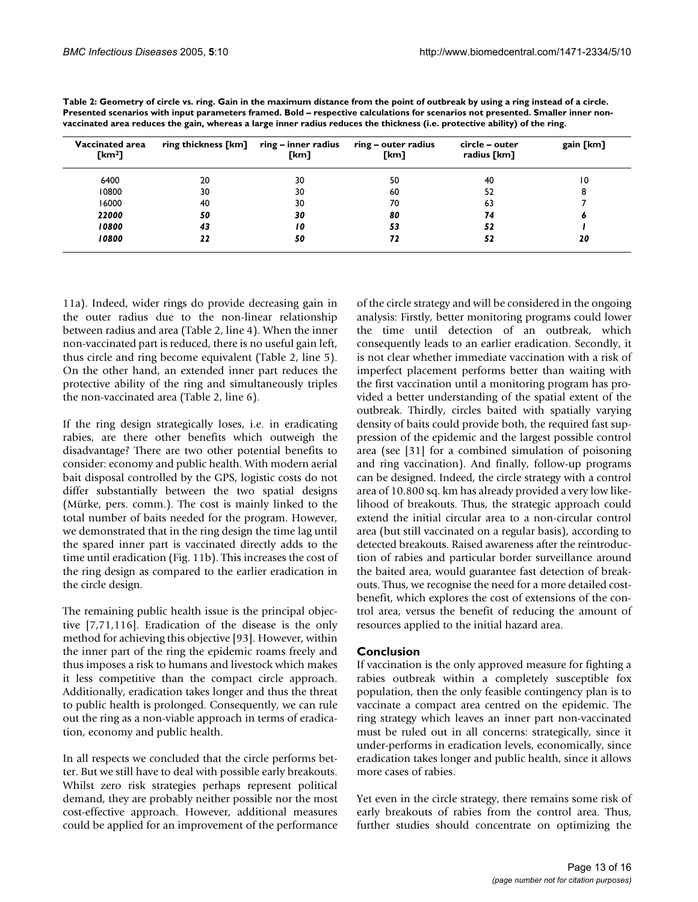**Table 2: Geometry of circle vs. ring. Gain in the maximum distance from the point of outbreak by using a ring instead of a circle. Presented scenarios with input parameters framed. Bold – respective calculations for scenarios not presented. Smaller inner non-vaccinated area reduces the gain, whereas a large inner radius reduces the thickness (i.e. protective ability) of the ring.**

| Vaccinated area [km$^2$] | ring thickness [km] | ring – inner radius [km] | ring – outer radius [km] | circle – outer radius [km] | gain [km] |
|---|---|---|---|---|---|
| 6400 | 20 | 30 | 50 | 40 | 10 |
| 10800 | 30 | 30 | 60 | 52 | 8 |
| 16000 | 40 | 30 | 70 | 63 | 7 |
| ***22000*** | ***50*** | ***30*** | ***80*** | ***74*** | ***6*** |
| ***10800*** | ***43*** | ***10*** | ***53*** | ***52*** | ***1*** |
| ***10800*** | ***22*** | ***50*** | ***72*** | ***52*** | ***20*** |

11a). Indeed, wider rings do provide decreasing gain in the outer radius due to the non-linear relationship between radius and area (Table 2, line 4). When the inner non-vaccinated part is reduced, there is no useful gain left, thus circle and ring become equivalent (Table 2, line 5). On the other hand, an extended inner part reduces the protective ability of the ring and simultaneously triples the non-vaccinated area (Table 2, line 6).

If the ring design strategically loses, i.e. in eradicating rabies, are there other benefits which outweigh the disadvantage? There are two other potential benefits to consider: economy and public health. With modern aerial bait disposal controlled by the GPS, logistic costs do not differ substantially between the two spatial designs (Mürke, pers. comm.). The cost is mainly linked to the total number of baits needed for the program. However, we demonstrated that in the ring design the time lag until the spared inner part is vaccinated directly adds to the time until eradication (Fig. 11b). This increases the cost of the ring design as compared to the earlier eradication in the circle design.

The remaining public health issue is the principal objective [7,71,116]. Eradication of the disease is the only method for achieving this objective [93]. However, within the inner part of the ring the epidemic roams freely and thus imposes a risk to humans and livestock which makes it less competitive than the compact circle approach. Additionally, eradication takes longer and thus the threat to public health is prolonged. Consequently, we can rule out the ring as a non-viable approach in terms of eradication, economy and public health.

In all respects we concluded that the circle performs better. But we still have to deal with possible early breakouts. Whilst zero risk strategies perhaps represent political demand, they are probably neither possible nor the most cost-effective approach. However, additional measures could be applied for an improvement of the performance of the circle strategy and will be considered in the ongoing analysis: Firstly, better monitoring programs could lower the time until detection of an outbreak, which consequently leads to an earlier eradication. Secondly, it is not clear whether immediate vaccination with a risk of imperfect placement performs better than waiting with the first vaccination until a monitoring program has provided a better understanding of the spatial extent of the outbreak. Thirdly, circles baited with spatially varying density of baits could provide both, the required fast suppression of the epidemic and the largest possible control area (see [31] for a combined simulation of poisoning and ring vaccination). And finally, follow-up programs can be designed. Indeed, the circle strategy with a control area of 10.800 sq. km has already provided a very low likelihood of breakouts. Thus, the strategic approach could extend the initial circular area to a non-circular control area (but still vaccinated on a regular basis), according to detected breakouts. Raised awareness after the reintroduction of rabies and particular border surveillance around the baited area, would guarantee fast detection of breakouts. Thus, we recognise the need for a more detailed cost-benefit, which explores the cost of extensions of the control area, versus the benefit of reducing the amount of resources applied to the initial hazard area.

## Conclusion

If vaccination is the only approved measure for fighting a rabies outbreak within a completely susceptible fox population, then the only feasible contingency plan is to vaccinate a compact area centred on the epidemic. The ring strategy which leaves an inner part non-vaccinated must be ruled out in all concerns: strategically, since it under-performs in eradication levels, economically, since eradication takes longer and public health, since it allows more cases of rabies.

Yet even in the circle strategy, there remains some risk of early breakouts of rabies from the control area. Thus, further studies should concentrate on optimizing the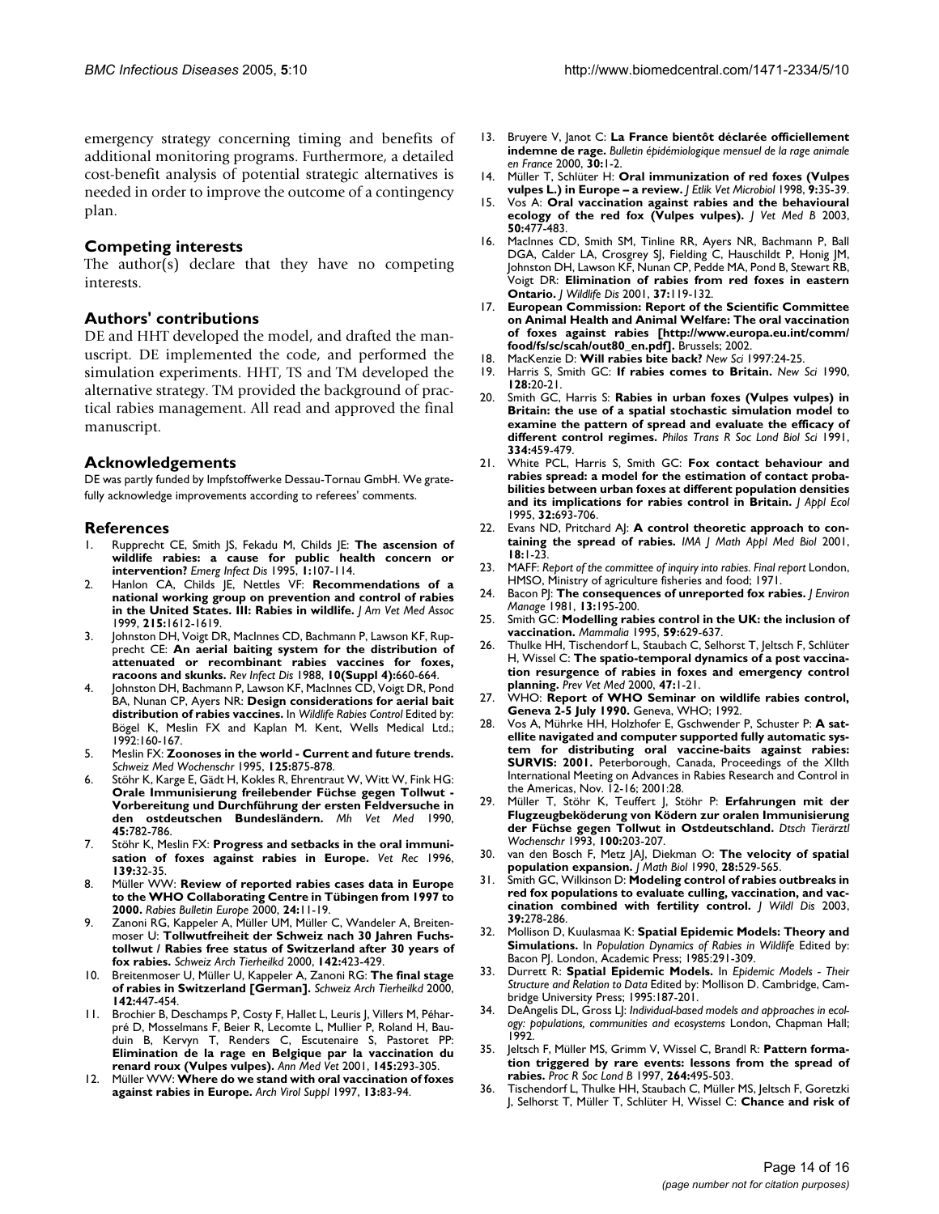emergency strategy concerning timing and benefits of additional monitoring programs. Furthermore, a detailed cost-benefit analysis of potential strategic alternatives is needed in order to improve the outcome of a contingency plan.

## Competing interests

The author(s) declare that they have no competing interests.

## Authors' contributions

DE and HHT developed the model, and drafted the manuscript. DE implemented the code, and performed the simulation experiments. HHT, TS and TM developed the alternative strategy. TM provided the background of practical rabies management. All read and approved the final manuscript.

## Acknowledgements

DE was partly funded by Impfstoffwerke Dessau-Tornau GmbH. We gratefully acknowledge improvements according to referees' comments.

## References

1. Rupprecht CE, Smith JS, Fekadu M, Childs JE: **The ascension of wildlife rabies: a cause for public health concern or intervention?** *Emerg Infect Dis* 1995, **1:**107-114.
2. Hanlon CA, Childs JE, Nettles VF: **Recommendations of a national working group on prevention and control of rabies in the United States. III: Rabies in wildlife.** *J Am Vet Med Assoc* 1999, **215:**1612-1619.
3. Johnston DH, Voigt DR, MacInnes CD, Bachmann P, Lawson KF, Rupprecht CE: **An aerial baiting system for the distribution of attenuated or recombinant rabies vaccines for foxes, racoons and skunks.** *Rev Infect Dis* 1988, **10(Suppl 4):**660-664.
4. Johnston DH, Bachmann P, Lawson KF, MacInnes CD, Voigt DR, Pond BA, Nunan CP, Ayers NR: **Design considerations for aerial bait distribution of rabies vaccines.** In *Wildlife Rabies Control* Edited by: Bögel K, Meslin FX and Kaplan M. Kent, Wells Medical Ltd.; 1992:160-167.
5. Meslin FX: **Zoonoses in the world - Current and future trends.** *Schweiz Med Wochenschr* 1995, **125:**875-878.
6. Stöhr K, Karge E, Gädt H, Kokles R, Ehrentraut W, Witt W, Fink HG: **Orale Immunisierung freilebender Füchse gegen Tollwut - Vorbereitung und Durchführung der ersten Feldversuche in den ostdeutschen Bundesländern.** *Mh Vet Med* 1990, **45:**782-786.
7. Stöhr K, Meslin FX: **Progress and setbacks in the oral immunisation of foxes against rabies in Europe.** *Vet Rec* 1996, **139:**32-35.
8. Müller WW: **Review of reported rabies cases data in Europe to the WHO Collaborating Centre in Tübingen from 1997 to 2000.** *Rabies Bulletin Europe* 2000, **24:**11-19.
9. Zanoni RG, Kappeler A, Müller UM, Müller C, Wandeler A, Breitenmoser U: **Tollwutfreiheit der Schweiz nach 30 Jahren Fuchstollwut / Rabies free status of Switzerland after 30 years of fox rabies.** *Schweiz Arch Tierheilkd* 2000, **142:**423-429.
10. Breitenmoser U, Müller U, Kappeler A, Zanoni RG: **The final stage of rabies in Switzerland [German].** *Schweiz Arch Tierheilkd* 2000, **142:**447-454.
11. Brochier B, Deschamps P, Costy F, Hallet L, Leuris J, Villers M, Péharpré D, Mosselmans F, Beier R, Lecomte L, Mullier P, Roland H, Bauduin B, Kervyn T, Renders C, Escutenaire S, Pastoret PP: **Elimination de la rage en Belgique par la vaccination du renard roux (Vulpes vulpes).** *Ann Med Vet* 2001, **145:**293-305.
12. Müller WW: **Where do we stand with oral vaccination of foxes against rabies in Europe.** *Arch Virol Suppl* 1997, **13:**83-94.
13. Bruyere V, Janot C: **La France bientôt déclarée officiellement indemne de rage.** *Bulletin épidémiologique mensuel de la rage animale en France* 2000, **30:**1-2.
14. Müller T, Schlüter H: **Oral immunization of red foxes (Vulpes vulpes L.) in Europe – a review.** *J Etlik Vet Microbiol* 1998, **9:**35-39.
15. Vos A: **Oral vaccination against rabies and the behavioural ecology of the red fox (Vulpes vulpes).** *J Vet Med B* 2003, **50:**477-483.
16. MacInnes CD, Smith SM, Tinline RR, Ayers NR, Bachmann P, Ball DGA, Calder LA, Crosgrey SJ, Fielding C, Hauschildt P, Honig JM, Johnston DH, Lawson KF, Nunan CP, Pedde MA, Pond B, Stewart RB, Voigt DR: **Elimination of rabies from red foxes in eastern Ontario.** *J Wildlife Dis* 2001, **37:**119-132.
17. **European Commission: Report of the Scientific Committee on Animal Health and Animal Welfare: The oral vaccination of foxes against rabies [http://www.europa.eu.int/comm/food/fs/sc/scah/out80_en.pdf].** Brussels; 2002.
18. MacKenzie D: **Will rabies bite back?** *New Sci* 1997:24-25.
19. Harris S, Smith GC: **If rabies comes to Britain.** *New Sci* 1990, **128:**20-21.
20. Smith GC, Harris S: **Rabies in urban foxes (Vulpes vulpes) in Britain: the use of a spatial stochastic simulation model to examine the pattern of spread and evaluate the efficacy of different control regimes.** *Philos Trans R Soc Lond Biol Sci* 1991, **334:**459-479.
21. White PCL, Harris S, Smith GC: **Fox contact behaviour and rabies spread: a model for the estimation of contact probabilities between urban foxes at different population densities and its implications for rabies control in Britain.** *J Appl Ecol* 1995, **32:**693-706.
22. Evans ND, Pritchard AJ: **A control theoretic approach to containing the spread of rabies.** *IMA J Math Appl Med Biol* 2001, **18:**1-23.
23. MAFF: *Report of the committee of inquiry into rabies. Final report* London, HMSO, Ministry of agriculture fisheries and food; 1971.
24. Bacon PJ: **The consequences of unreported fox rabies.** *J Environ Manage* 1981, **13:**195-200.
25. Smith GC: **Modelling rabies control in the UK: the inclusion of vaccination.** *Mammalia* 1995, **59:**629-637.
26. Thulke HH, Tischendorf L, Staubach C, Selhorst T, Jeltsch F, Schlüter H, Wissel C: **The spatio-temporal dynamics of a post vaccination resurgence of rabies in foxes and emergency control planning.** *Prev Vet Med* 2000, **47:**1-21.
27. WHO: **Report of WHO Seminar on wildlife rabies control, Geneva 2-5 July 1990.** Geneva, WHO; 1992.
28. Vos A, Mührke HH, Holzhofer E, Gschwender P, Schuster P: **A satellite navigated and computer supported fully automatic system for distributing oral vaccine-baits against rabies: SURVIS: 2001.** Peterborough, Canada, Proceedings of the XIIth International Meeting on Advances in Rabies Research and Control in the Americas, Nov. 12-16; 2001:28.
29. Müller T, Stöhr K, Teuffert J, Stöhr P: **Erfahrungen mit der Flugzeugbeköderung von Ködern zur oralen Immunisierung der Füchse gegen Tollwut in Ostdeutschland.** *Dtsch Tierärztl Wochenschr* 1993, **100:**203-207.
30. van den Bosch F, Metz JAJ, Diekman O: **The velocity of spatial population expansion.** *J Math Biol* 1990, **28:**529-565.
31. Smith GC, Wilkinson D: **Modeling control of rabies outbreaks in red fox populations to evaluate culling, vaccination, and vaccination combined with fertility control.** *J Wildl Dis* 2003, **39:**278-286.
32. Mollison D, Kuulasmaa K: **Spatial Epidemic Models: Theory and Simulations.** In *Population Dynamics of Rabies in Wildlife* Edited by: Bacon PJ. London, Academic Press; 1985:291-309.
33. Durrett R: **Spatial Epidemic Models.** In *Epidemic Models - Their Structure and Relation to Data* Edited by: Mollison D. Cambridge, Cambridge University Press; 1995:187-201.
34. DeAngelis DL, Gross LJ: *Individual-based models and approaches in ecology: populations, communities and ecosystems* London, Chapman Hall; 1992.
35. Jeltsch F, Müller MS, Grimm V, Wissel C, Brandl R: **Pattern formation triggered by rare events: lessons from the spread of rabies.** *Proc R Soc Lond B* 1997, **264:**495-503.
36. Tischendorf L, Thulke HH, Staubach C, Müller MS, Jeltsch F, Goretzki J, Selhorst T, Müller T, Schlüter H, Wissel C: **Chance and risk of**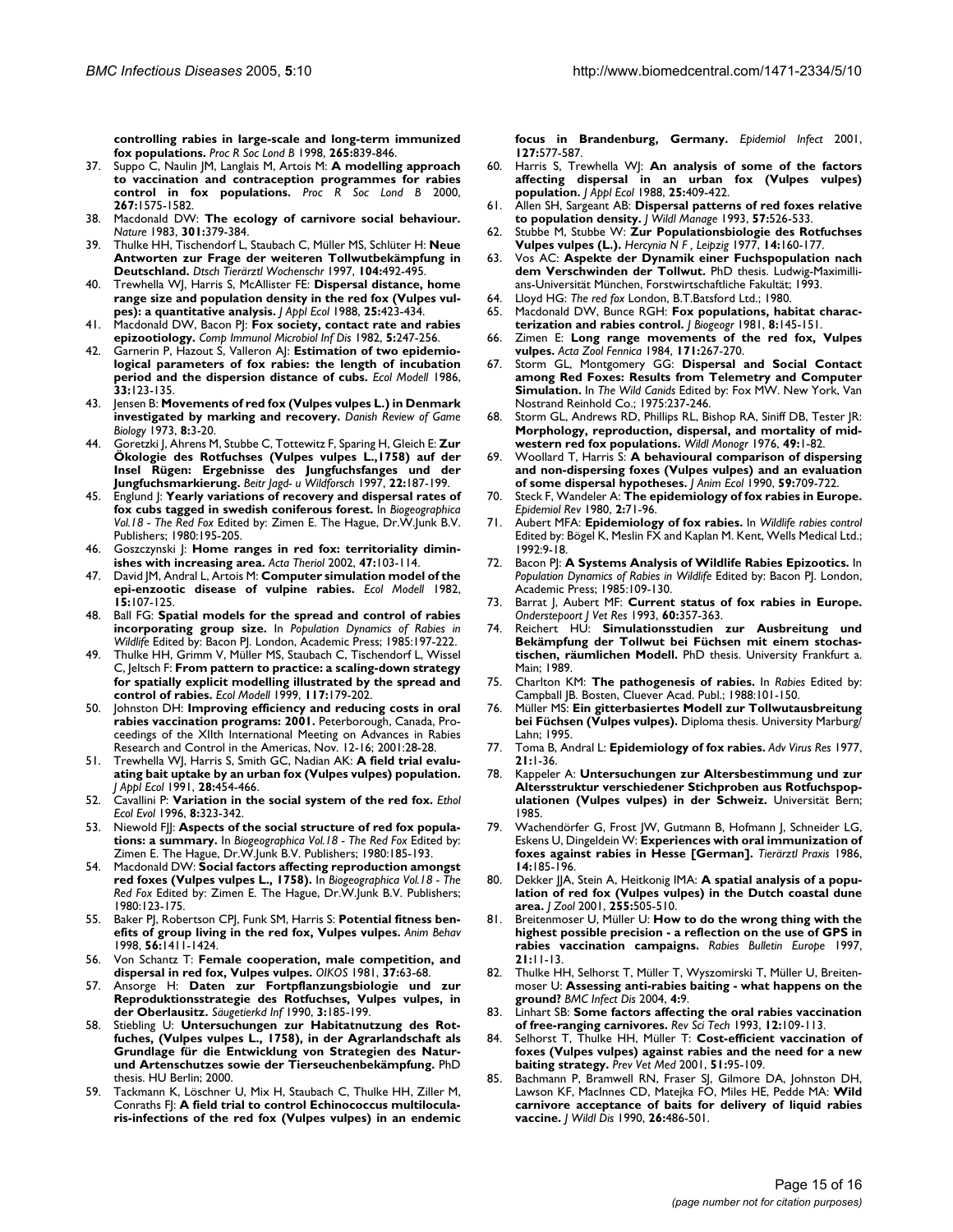controlling rabies in large-scale and long-term immunized fox populations.** *Proc R Soc Lond B* 1998, **265:**839-846.

37. Suppo C, Naulin JM, Langlais M, Artois M: **A modelling approach to vaccination and contraception programmes for rabies control in fox populations.** *Proc R Soc Lond B* 2000, **267:**1575-1582.
38. Macdonald DW: **The ecology of carnivore social behaviour.** *Nature* 1983, **301:**379-384.
39. Thulke HH, Tischendorf L, Staubach C, Müller MS, Schlüter H: **Neue Antworten zur Frage der weiteren Tollwutbekämpfung in Deutschland.** *Dtsch Tierärztl Wochenschr* 1997, **104:**492-495.
40. Trewhella WJ, Harris S, McAllister FE: **Dispersal distance, home range size and population density in the red fox (Vulpes vulpes): a quantitative analysis.** *J Appl Ecol* 1988, **25:**423-434.
41. Macdonald DW, Bacon PJ: **Fox society, contact rate and rabies epizootiology.** *Comp Immunol Microbiol Inf Dis* 1982, **5:**247-256.
42. Garnerin P, Hazout S, Valleron AJ: **Estimation of two epidemiological parameters of fox rabies: the length of incubation period and the dispersion distance of cubs.** *Ecol Modell* 1986, **33:**123-135.
43. Jensen B: **Movements of red fox (Vulpes vulpes L.) in Denmark investigated by marking and recovery.** *Danish Review of Game Biology* 1973, **8:**3-20.
44. Goretzki J, Ahrens M, Stubbe C, Tottewitz F, Sparing H, Gleich E: **Zur Ökologie des Rotfuchses (Vulpes vulpes L.,1758) auf der Insel Rügen: Ergebnisse des Jungfuchsfanges und der Jungfuchsmarkierung.** *Beitr Jagd- u Wildforsch* 1997, **22:**187-199.
45. Englund J: **Yearly variations of recovery and dispersal rates of fox cubs tagged in swedish coniferous forest.** In *Biogeographica Vol.18 - The Red Fox* Edited by: Zimen E. The Hague, Dr.W.Junk B.V. Publishers; 1980:195-205.
46. Goszczynski J: **Home ranges in red fox: territoriality diminishes with increasing area.** *Acta Theriol* 2002, **47:**103-114.
47. David JM, Andral L, Artois M: **Computer simulation model of the epi-enzootic disease of vulpine rabies.** *Ecol Modell* 1982, **15:**107-125.
48. Ball FG: **Spatial models for the spread and control of rabies incorporating group size.** In *Population Dynamics of Rabies in Wildlife* Edited by: Bacon PJ. London, Academic Press; 1985:197-222.
49. Thulke HH, Grimm V, Müller MS, Staubach C, Tischendorf L, Wissel C, Jeltsch F: **From pattern to practice: a scaling-down strategy for spatially explicit modelling illustrated by the spread and control of rabies.** *Ecol Modell* 1999, **117:**179-202.
50. Johnston DH: **Improving efficiency and reducing costs in oral rabies vaccination programs: 2001.** Peterborough, Canada, Proceedings of the XIIth International Meeting on Advances in Rabies Research and Control in the Americas, Nov. 12-16; 2001:28-28.
51. Trewhella WJ, Harris S, Smith GC, Nadian AK: **A field trial evaluating bait uptake by an urban fox (Vulpes vulpes) population.** *J Appl Ecol* 1991, **28:**454-466.
52. Cavallini P: **Variation in the social system of the red fox.** *Ethol Ecol Evol* 1996, **8:**323-342.
53. Niewold FJJ: **Aspects of the social structure of red fox populations: a summary.** In *Biogeographica Vol.18 - The Red Fox* Edited by: Zimen E. The Hague, Dr.W.Junk B.V. Publishers; 1980:185-193.
54. Macdonald DW: **Social factors affecting reproduction amongst red foxes (Vulpes vulpes L., 1758).** In *Biogeographica Vol.18 - The Red Fox* Edited by: Zimen E. The Hague, Dr.W.Junk B.V. Publishers; 1980:123-175.
55. Baker PJ, Robertson CPJ, Funk SM, Harris S: **Potential fitness benefits of group living in the red fox, Vulpes vulpes.** *Anim Behav* 1998, **56:**1411-1424.
56. Von Schantz T: **Female cooperation, male competition, and dispersal in red fox, Vulpes vulpes.** *OIKOS* 1981, **37:**63-68.
57. Ansorge H: **Daten zur Fortpflanzungsbiologie und zur Reproduktionsstrategie des Rotfuchses, Vulpes vulpes, in der Oberlausitz.** *Säugetierkd Inf* 1990, **3:**185-199.
58. Stiebling U: **Untersuchungen zur Habitatnutzung des Rotfuches, (Vulpes vulpes L., 1758), in der Agrarlandschaft als Grundlage für die Entwicklung von Strategien des Natur- und Artenschutzes sowie der Tierseuchenbekämpfung.** PhD thesis. HU Berlin; 2000.
59. Tackmann K, Löschner U, Mix H, Staubach C, Thulke HH, Ziller M, Conraths FJ: **A field trial to control Echinococcus multilocularis-infections of the red fox (Vulpes vulpes) in an endemic focus in Brandenburg, Germany.** *Epidemiol Infect* 2001, **127:**577-587.
60. Harris S, Trewhella WJ: **An analysis of some of the factors affecting dispersal in an urban fox (Vulpes vulpes) population.** *J Appl Ecol* 1988, **25:**409-422.
61. Allen SH, Sargeant AB: **Dispersal patterns of red foxes relative to population density.** *J Wildl Manage* 1993, **57:**526-533.
62. Stubbe M, Stubbe W: **Zur Populationsbiologie des Rotfuchses Vulpes vulpes (L.).** *Hercynia N F , Leipzig* 1977, **14:**160-177.
63. Vos AC: **Aspekte der Dynamik einer Fuchspopulation nach dem Verschwinden der Tollwut.** PhD thesis. Ludwig-Maximillians-Universität München, Forstwirtschaftliche Fakultät; 1993.
64. Lloyd HG: *The red fox* London, B.T.Batsford Ltd.; 1980.
65. Macdonald DW, Bunce RGH: **Fox populations, habitat characterization and rabies control.** *J Biogeogr* 1981, **8:**145-151.
66. Zimen E: **Long range movements of the red fox, Vulpes vulpes.** *Acta Zool Fennica* 1984, **171:**267-270.
67. Storm GL, Montgomery GG: **Dispersal and Social Contact among Red Foxes: Results from Telemetry and Computer Simulation.** In *The Wild Canids* Edited by: Fox MW. New York, Van Nostrand Reinhold Co.; 1975:237-246.
68. Storm GL, Andrews RD, Phillips RL, Bishop RA, Siniff DB, Tester JR: **Morphology, reproduction, dispersal, and mortality of midwestern red fox populations.** *Wildl Monogr* 1976, **49:**1-82.
69. Woollard T, Harris S: **A behavioural comparison of dispersing and non-dispersing foxes (Vulpes vulpes) and an evaluation of some dispersal hypotheses.** *J Anim Ecol* 1990, **59:**709-722.
70. Steck F, Wandeler A: **The epidemiology of fox rabies in Europe.** *Epidemiol Rev* 1980, **2:**71-96.
71. Aubert MFA: **Epidemiology of fox rabies.** In *Wildlife rabies control* Edited by: Bögel K, Meslin FX and Kaplan M. Kent, Wells Medical Ltd.; 1992:9-18.
72. Bacon PJ: **A Systems Analysis of Wildlife Rabies Epizootics.** In *Population Dynamics of Rabies in Wildlife* Edited by: Bacon PJ. London, Academic Press; 1985:109-130.
73. Barrat J, Aubert MF: **Current status of fox rabies in Europe.** *Onderstepoort J Vet Res* 1993, **60:**357-363.
74. Reichert HU: **Simulationsstudien zur Ausbreitung und Bekämpfung der Tollwut bei Füchsen mit einem stochastischen, räumlichen Modell.** PhD thesis. University Frankfurt a. Main; 1989.
75. Charlton KM: **The pathogenesis of rabies.** In *Rabies* Edited by: Campbell JB. Bosten, Cluever Acad. Publ.; 1988:101-150.
76. Müller MS: **Ein gitterbasiertes Modell zur Tollwutausbreitung bei Füchsen (Vulpes vulpes).** Diploma thesis. University Marburg/Lahn; 1995.
77. Toma B, Andral L: **Epidemiology of fox rabies.** *Adv Virus Res* 1977, **21:**1-36.
78. Kappeler A: **Untersuchungen zur Altersbestimmung und zur Altersstruktur verschiedener Stichproben aus Rotfuchspopulationen (Vulpes vulpes) in der Schweiz.** Universität Bern; 1985.
79. Wachendörfer G, Frost JW, Gutmann B, Hofmann J, Schneider LG, Eskens U, Dingeldein W: **Experiences with oral immunization of foxes against rabies in Hesse [German].** *Tierärztl Praxis* 1986, **14:**185-196.
80. Dekker JJA, Stein A, Heitkonig IMA: **A spatial analysis of a population of red fox (Vulpes vulpes) in the Dutch coastal dune area.** *J Zool* 2001, **255:**505-510.
81. Breitenmoser U, Müller U: **How to do the wrong thing with the highest possible precision - a reflection on the use of GPS in rabies vaccination campaigns.** *Rabies Bulletin Europe* 1997, **21:**11-13.
82. Thulke HH, Selhorst T, Müller T, Wyszomirski T, Müller U, Breitenmoser U: **Assessing anti-rabies baiting - what happens on the ground?** *BMC Infect Dis* 2004, **4:**9.
83. Linhart SB: **Some factors affecting the oral rabies vaccination of free-ranging carnivores.** *Rev Sci Tech* 1993, **12:**109-113.
84. Selhorst T, Thulke HH, Müller T: **Cost-efficient vaccination of foxes (Vulpes vulpes) against rabies and the need for a new baiting strategy.** *Prev Vet Med* 2001, **51:**95-109.
85. Bachmann P, Bramwell RN, Fraser SJ, Gilmore DA, Johnston DH, Lawson KF, MacInnes CD, Matejka FO, Miles HE, Pedde MA: **Wild carnivore acceptance of baits for delivery of liquid rabies vaccine.** *J Wildl Dis* 1990, **26:**486-501.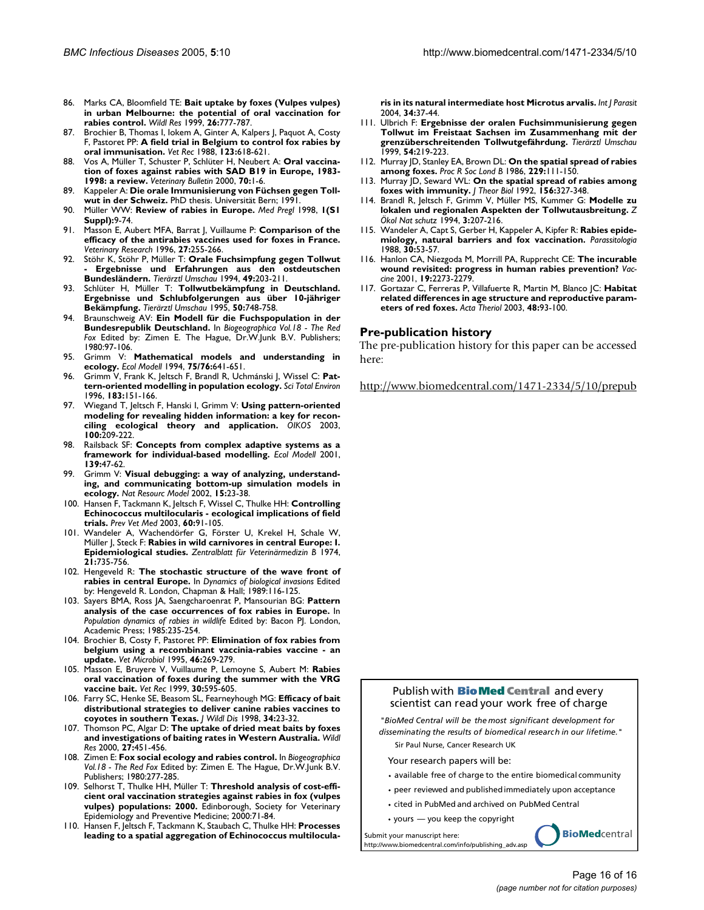86. Marks CA, Bloomfield TE: **Bait uptake by foxes (Vulpes vulpes) in urban Melbourne: the potential of oral vaccination for rabies control.** *Wildl Res* 1999, **26:**777-787.
87. Brochier B, Thomas I, Iokem A, Ginter A, Kalpers J, Paquot A, Costy F, Pastoret PP: **A field trial in Belgium to control fox rabies by oral immunisation.** *Vet Rec* 1988, **123:**618-621.
88. Vos A, Müller T, Schuster P, Schlüter H, Neubert A: **Oral vaccination of foxes against rabies with SAD B19 in Europe, 1983-1998: a review.** *Veterinary Bulletin* 2000, **70:**1-6.
89. Kappeler A: **Die orale Immunisierung von Füchsen gegen Tollwut in der Schweiz.** PhD thesis. Universität Bern; 1991.
90. Müller WW: **Review of rabies in Europe.** *Med Pregl* 1998, **1(S1 Suppl):**9-74.
91. Masson E, Aubert MFA, Barrat J, Vuillaume P: **Comparison of the efficacy of the antirabies vaccines used for foxes in France.** *Veterinary Research* 1996, **27:**255-266.
92. Stöhr K, Stöhr P, Müller T: **Orale Fuchsimpfung gegen Tollwut - Ergebnisse und Erfahrungen aus den ostdeutschen Bundesländern.** *Tierärztl Umschau* 1994, **49:**203-211.
93. Schlüter H, Müller T: **Tollwutbekämpfung in Deutschland. Ergebnisse und Schlubfolgerungen aus über 10-jähriger Bekämpfung.** *Tierärztl Umschau* 1995, **50:**748-758.
94. Braunschweig AV: **Ein Modell für die Fuchspopulation in der Bundesrepublik Deutschland.** In *Biogeographica Vol.18 - The Red Fox* Edited by: Zimen E. The Hague, Dr.W.Junk B.V. Publishers; 1980:97-106.
95. Grimm V: **Mathematical models and understanding in ecology.** *Ecol Modell* 1994, **75/76:**641-651.
96. Grimm V, Frank K, Jeltsch F, Brandl R, Uchmánski J, Wissel C: **Pattern-oriented modelling in population ecology.** *Sci Total Environ* 1996, **183:**151-166.
97. Wiegand T, Jeltsch F, Hanski I, Grimm V: **Using pattern-oriented modeling for revealing hidden information: a key for reconciling ecological theory and application.** *OIKOS* 2003, **100:**209-222.
98. Railsback SF: **Concepts from complex adaptive systems as a framework for individual-based modelling.** *Ecol Modell* 2001, **139:**47-62.
99. Grimm V: **Visual debugging: a way of analyzing, understanding, and communicating bottom-up simulation models in ecology.** *Nat Resourc Model* 2002, **15:**23-38.
100. Hansen F, Tackmann K, Jeltsch F, Wissel C, Thulke HH: **Controlling Echinococcus multilocularis - ecological implications of field trials.** *Prev Vet Med* 2003, **60:**91-105.
101. Wandeler A, Wachendörfer G, Förster U, Krekel H, Schale W, Müller J, Steck F: **Rabies in wild carnivores in central Europe: I. Epidemiological studies.** *Zentralblatt für Veterinärmedizin B* 1974, **21:**735-756.
102. Hengeveld R: **The stochastic structure of the wave front of rabies in central Europe.** In *Dynamics of biological invasions* Edited by: Hengeveld R. London, Chapman & Hall; 1989:116-125.
103. Sayers BMA, Ross JA, Saengcharoenrat P, Mansourian BG: **Pattern analysis of the case occurrences of fox rabies in Europe.** In *Population dynamics of rabies in wildlife* Edited by: Bacon PJ. London, Academic Press; 1985:235-254.
104. Brochier B, Costy F, Pastoret PP: **Elimination of fox rabies from belgium using a recombinant vaccinia-rabies vaccine - an update.** *Vet Microbiol* 1995, **46:**269-279.
105. Masson E, Bruyere V, Vuillaume P, Lemoyne S, Aubert M: **Rabies oral vaccination of foxes during the summer with the VRG vaccine bait.** *Vet Rec* 1999, **30:**595-605.
106. Farry SC, Henke SE, Beasom SL, Fearneyhough MG: **Efficacy of bait distributional strategies to deliver canine rabies vaccines to coyotes in southern Texas.** *J Wildl Dis* 1998, **34:**23-32.
107. Thomson PC, Algar D: **The uptake of dried meat baits by foxes and investigations of baiting rates in Western Australia.** *Wildl Res* 2000, **27:**451-456.
108. Zimen E: **Fox social ecology and rabies control.** In *Biogeographica Vol.18 - The Red Fox* Edited by: Zimen E. The Hague, Dr.W.Junk B.V. Publishers; 1980:277-285.
109. Selhorst T, Thulke HH, Müller T: **Threshold analysis of cost-efficient oral vaccination strategies against rabies in fox (vulpes vulpes) populations: 2000.** Edinborough, Society for Veterinary Epidemiology and Preventive Medicine; 2000:71-84.
110. Hansen F, Jeltsch F, Tackmann K, Staubach C, Thulke HH: **Processes leading to a spatial aggregation of Echinococcus multilocularis in its natural intermediate host Microtus arvalis.** *Int J Parasit* 2004, **34:**37-44.
111. Ulbrich F: **Ergebnisse der oralen Fuchsimmunisierung gegen Tollwut im Freistaat Sachsen im Zusammenhang mit der grenzüberschreitenden Tollwutgefährdung.** *Tierärztl Umschau* 1999, **54:**219-223.
112. Murray JD, Stanley EA, Brown DL: **On the spatial spread of rabies among foxes.** *Proc R Soc Lond B* 1986, **229:**111-150.
113. Murray JD, Seward WL: **On the spatial spread of rabies among foxes with immunity.** *J Theor Biol* 1992, **156:**327-348.
114. Brandl R, Jeltsch F, Grimm V, Müller MS, Kummer G: **Modelle zu lokalen und regionalen Aspekten der Tollwutausbreitung.** *Z Ökol Nat schutz* 1994, **3:**207-216.
115. Wandeler A, Capt S, Gerber H, Kappeler A, Kipfer R: **Rabies epidemiology, natural barriers and fox vaccination.** *Parassitologia* 1988, **30:**53-57.
116. Hanlon CA, Niezgoda M, Morrill PA, Rupprecht CE: **The incurable wound revisited: progress in human rabies prevention?** *Vaccine* 2001, **19:**2273-2279.
117. Gortazar C, Ferreras P, Villafuerte R, Martin M, Blanco JC: **Habitat related differences in age structure and reproductive parameters of red foxes.** *Acta Theriol* 2003, **48:**93-100.

## Pre-publication history

The pre-publication history for this paper can be accessed here:

http://www.biomedcentral.com/1471-2334/5/10/prepub

Publish with **BioMed Central** and every scientist can read your work free of charge

*"BioMed Central will be the most significant development for disseminating the results of biomedical research in our lifetime."*

Sir Paul Nurse, Cancer Research UK

Your research papers will be:

- available free of charge to the entire biomedical community
- peer reviewed and published immediately upon acceptance
- cited in PubMed and archived on PubMed Central
- yours — you keep the copyright

Submit your manuscript here:
http://www.biomedcentral.com/info/publishing_adv.asp

BioMedcentral